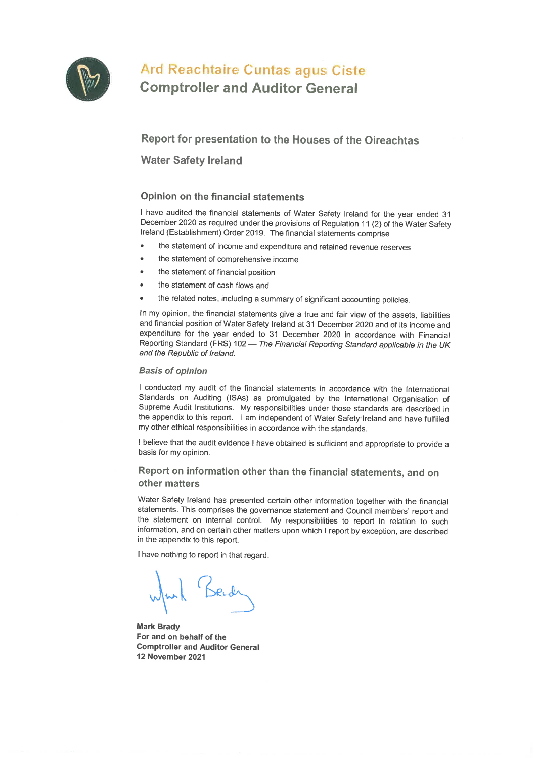# Ard Reachtaire Cuntas agus Ciste
# Comptroller and Auditor General

## Report for presentation to the Houses of the Oireachtas

## Water Safety Ireland

### Opinion on the financial statements

I have audited the financial statements of Water Safety Ireland for the year ended 31 December 2020 as required under the provisions of Regulation 11 (2) of the Water Safety Ireland (Establishment) Order 2019. The financial statements comprise

- the statement of income and expenditure and retained revenue reserves
- the statement of comprehensive income
- the statement of financial position
- the statement of cash flows and
- the related notes, including a summary of significant accounting policies.

In my opinion, the financial statements give a true and fair view of the assets, liabilities and financial position of Water Safety Ireland at 31 December 2020 and of its income and expenditure for the year ended to 31 December 2020 in accordance with Financial Reporting Standard (FRS) 102 — *The Financial Reporting Standard applicable in the UK and the Republic of Ireland.*

#### *Basis of opinion*

I conducted my audit of the financial statements in accordance with the International Standards on Auditing (ISAs) as promulgated by the International Organisation of Supreme Audit Institutions. My responsibilities under those standards are described in the appendix to this report. I am independent of Water Safety Ireland and have fulfilled my other ethical responsibilities in accordance with the standards.

I believe that the audit evidence I have obtained is sufficient and appropriate to provide a basis for my opinion.

### Report on information other than the financial statements, and on other matters

Water Safety Ireland has presented certain other information together with the financial statements. This comprises the governance statement and Council members' report and the statement on internal control. My responsibilities to report in relation to such information, and on certain other matters upon which I report by exception, are described in the appendix to this report.

I have nothing to report in that regard.

**Mark Brady**
**For and on behalf of the**
**Comptroller and Auditor General**
**12 November 2021**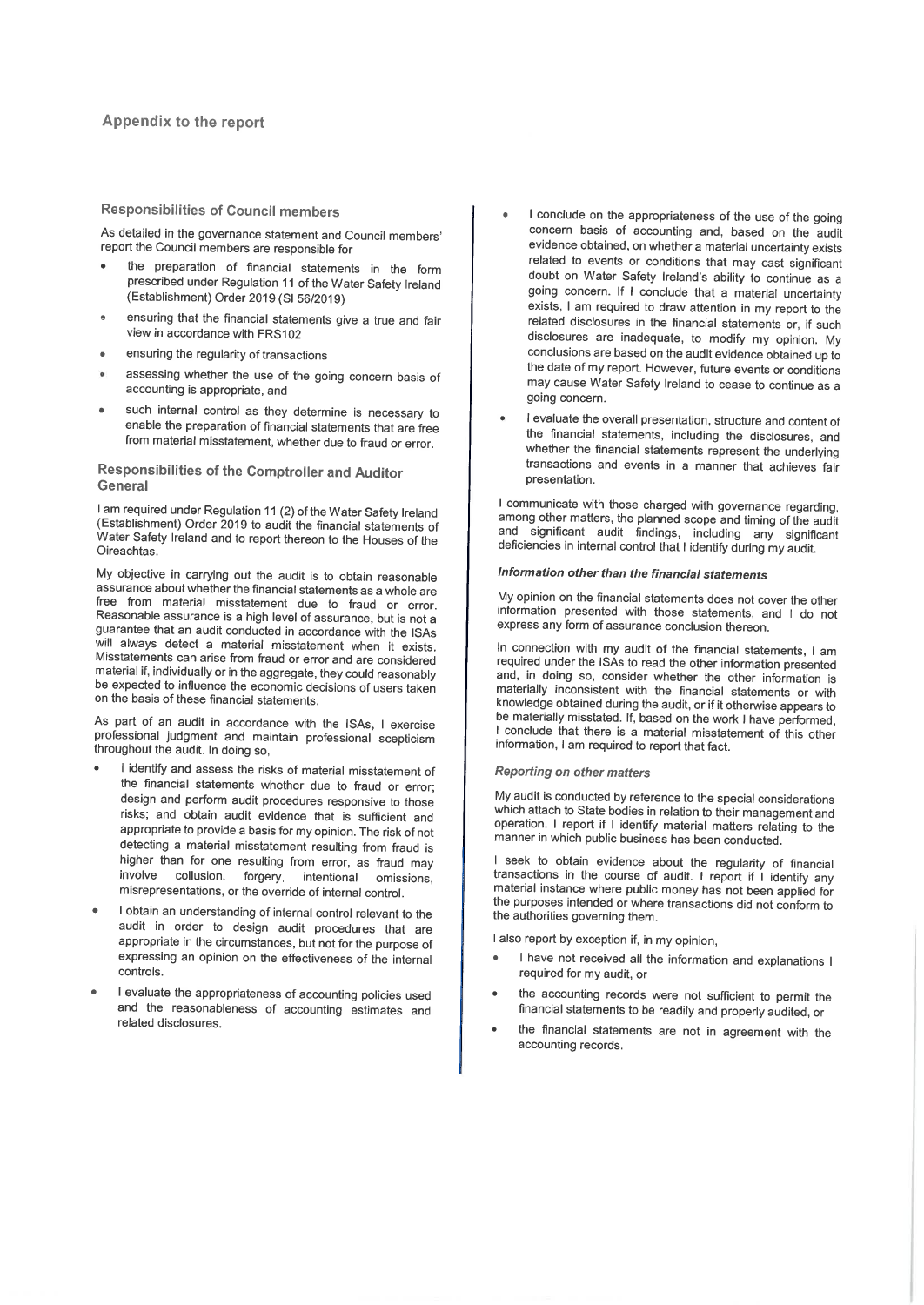## Appendix to the report

### Responsibilities of Council members

As detailed in the governance statement and Council members' report the Council members are responsible for

- the preparation of financial statements in the form prescribed under Regulation 11 of the Water Safety Ireland (Establishment) Order 2019 (SI 56/2019)
- ensuring that the financial statements give a true and fair view in accordance with FRS102
- ensuring the regularity of transactions
- assessing whether the use of the going concern basis of accounting is appropriate, and
- such internal control as they determine is necessary to enable the preparation of financial statements that are free from material misstatement, whether due to fraud or error.

### Responsibilities of the Comptroller and Auditor General

I am required under Regulation 11 (2) of the Water Safety Ireland (Establishment) Order 2019 to audit the financial statements of Water Safety Ireland and to report thereon to the Houses of the Oireachtas.

My objective in carrying out the audit is to obtain reasonable assurance about whether the financial statements as a whole are free from material misstatement due to fraud or error. Reasonable assurance is a high level of assurance, but is not a guarantee that an audit conducted in accordance with the ISAs will always detect a material misstatement when it exists. Misstatements can arise from fraud or error and are considered material if, individually or in the aggregate, they could reasonably be expected to influence the economic decisions of users taken on the basis of these financial statements.

As part of an audit in accordance with the ISAs, I exercise professional judgment and maintain professional scepticism throughout the audit. In doing so,

- I identify and assess the risks of material misstatement of the financial statements whether due to fraud or error; design and perform audit procedures responsive to those risks; and obtain audit evidence that is sufficient and appropriate to provide a basis for my opinion. The risk of not detecting a material misstatement resulting from fraud is higher than for one resulting from error, as fraud may involve collusion, forgery, intentional omissions, misrepresentations, or the override of internal control.
- I obtain an understanding of internal control relevant to the audit in order to design audit procedures that are appropriate in the circumstances, but not for the purpose of expressing an opinion on the effectiveness of the internal controls.
- I evaluate the appropriateness of accounting policies used and the reasonableness of accounting estimates and related disclosures.
- I conclude on the appropriateness of the use of the going concern basis of accounting and, based on the audit evidence obtained, on whether a material uncertainty exists related to events or conditions that may cast significant doubt on Water Safety Ireland's ability to continue as a going concern. If I conclude that a material uncertainty exists, I am required to draw attention in my report to the related disclosures in the financial statements or, if such disclosures are inadequate, to modify my opinion. My conclusions are based on the audit evidence obtained up to the date of my report. However, future events or conditions may cause Water Safety Ireland to cease to continue as a going concern.
- I evaluate the overall presentation, structure and content of the financial statements, including the disclosures, and whether the financial statements represent the underlying transactions and events in a manner that achieves fair presentation.

I communicate with those charged with governance regarding, among other matters, the planned scope and timing of the audit and significant audit findings, including any significant deficiencies in internal control that I identify during my audit.

#### *Information other than the financial statements*

My opinion on the financial statements does not cover the other information presented with those statements, and I do not express any form of assurance conclusion thereon.

In connection with my audit of the financial statements, I am required under the ISAs to read the other information presented and, in doing so, consider whether the other information is materially inconsistent with the financial statements or with knowledge obtained during the audit, or if it otherwise appears to be materially misstated. If, based on the work I have performed, I conclude that there is a material misstatement of this other information, I am required to report that fact.

#### *Reporting on other matters*

My audit is conducted by reference to the special considerations which attach to State bodies in relation to their management and operation. I report if I identify material matters relating to the manner in which public business has been conducted.

I seek to obtain evidence about the regularity of financial transactions in the course of audit. I report if I identify any material instance where public money has not been applied for the purposes intended or where transactions did not conform to the authorities governing them.

I also report by exception if, in my opinion,

- I have not received all the information and explanations I required for my audit, or
- the accounting records were not sufficient to permit the financial statements to be readily and properly audited, or
- the financial statements are not in agreement with the accounting records.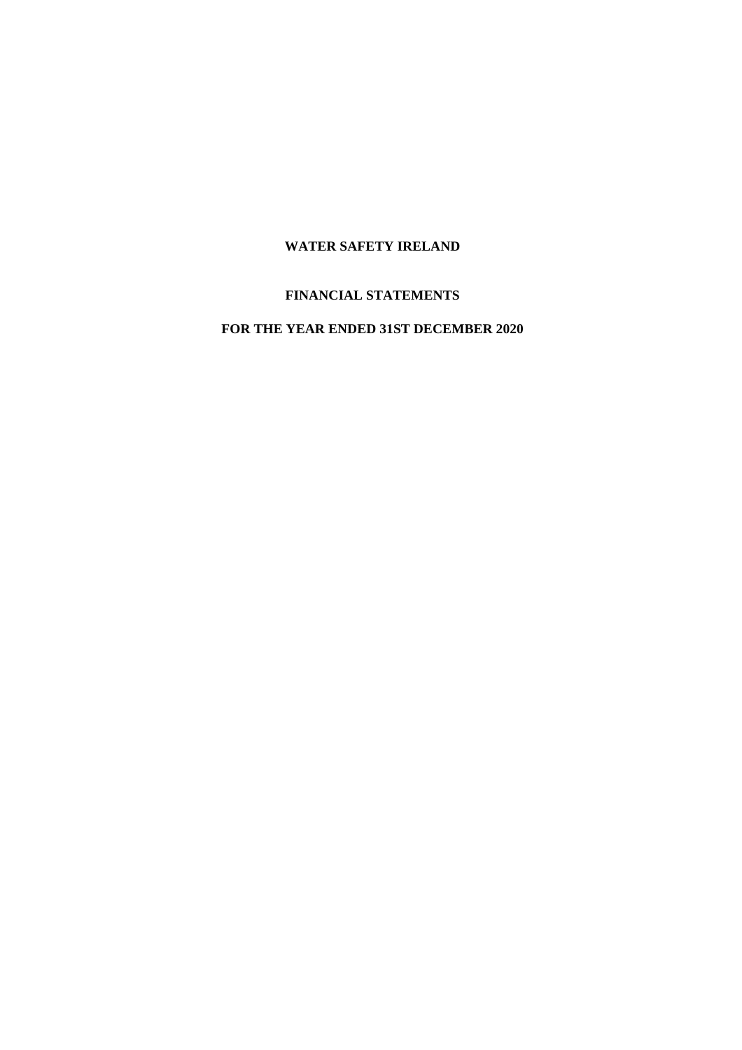**WATER SAFETY IRELAND**

**FINANCIAL STATEMENTS**

**FOR THE YEAR ENDED 31ST DECEMBER 2020**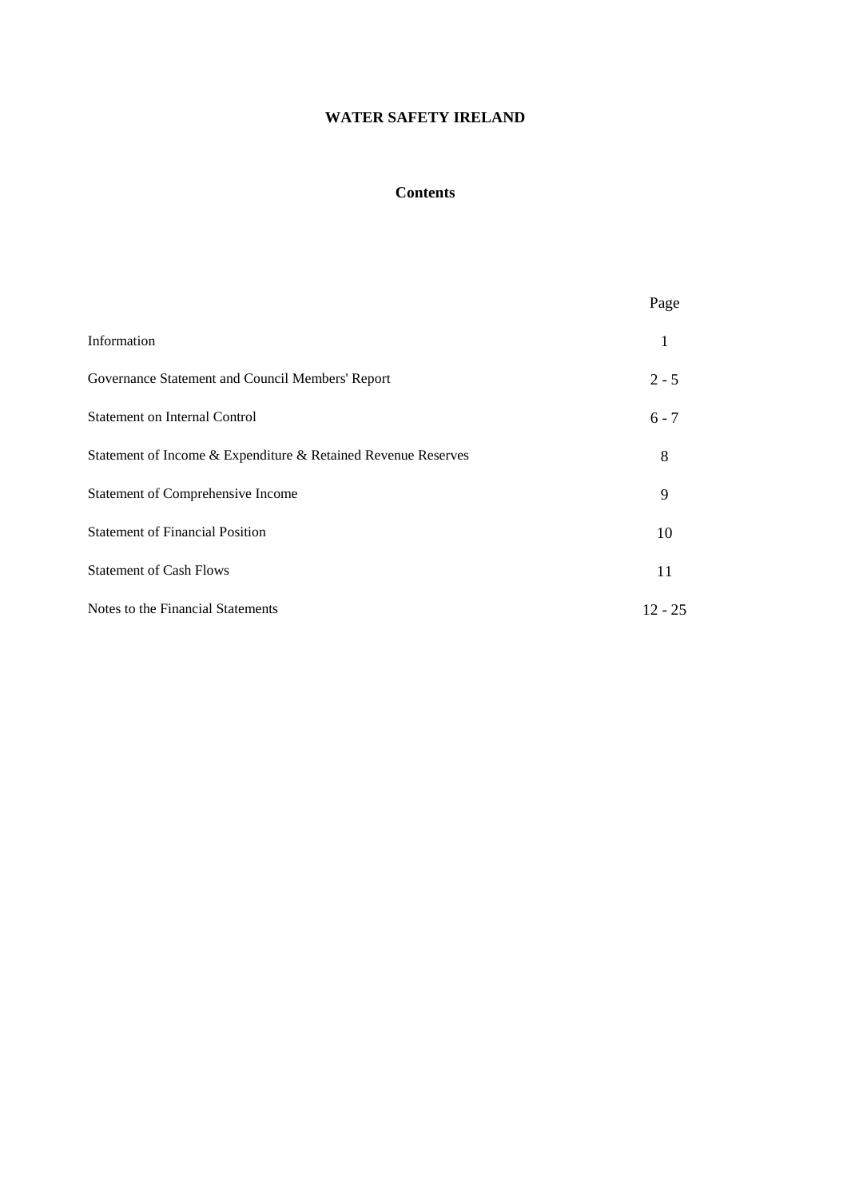# WATER SAFETY IRELAND

## Contents

| | Page |
|---|---|
| Information | 1 |
| Governance Statement and Council Members' Report | 2 - 5 |
| Statement on Internal Control | 6 - 7 |
| Statement of Income & Expenditure & Retained Revenue Reserves | 8 |
| Statement of Comprehensive Income | 9 |
| Statement of Financial Position | 10 |
| Statement of Cash Flows | 11 |
| Notes to the Financial Statements | 12 - 25 |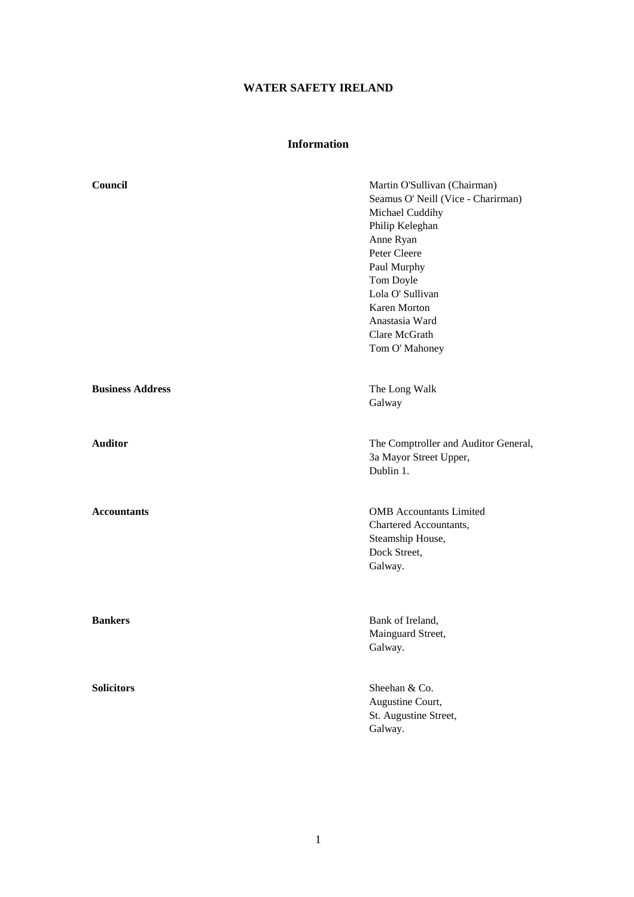# WATER SAFETY IRELAND

## Information

| | |
|---|---|
| **Council** | Martin O'Sullivan (Chairman)<br>Seamus O' Neill (Vice - Charirman)<br>Michael Cuddihy<br>Philip Keleghan<br>Anne Ryan<br>Peter Cleere<br>Paul Murphy<br>Tom Doyle<br>Lola O' Sullivan<br>Karen Morton<br>Anastasia Ward<br>Clare McGrath<br>Tom O' Mahoney |
| **Business Address** | The Long Walk<br>Galway |
| **Auditor** | The Comptroller and Auditor General,<br>3a Mayor Street Upper,<br>Dublin 1. |
| **Accountants** | OMB Accountants Limited<br>Chartered Accountants,<br>Steamship House,<br>Dock Street,<br>Galway. |
| **Bankers** | Bank of Ireland,<br>Mainguard Street,<br>Galway. |
| **Solicitors** | Sheehan & Co.<br>Augustine Court,<br>St. Augustine Street,<br>Galway. |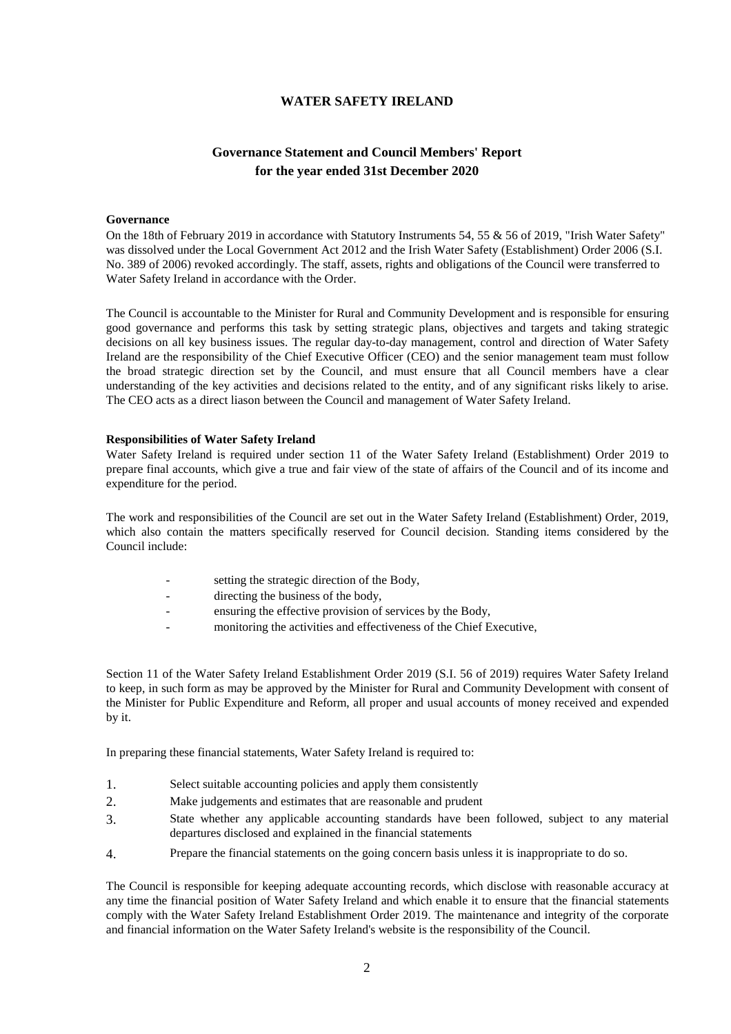# WATER SAFETY IRELAND

## Governance Statement and Council Members' Report for the year ended 31st December 2020

**Governance**

On the 18th of February 2019 in accordance with Statutory Instruments 54, 55 & 56 of 2019, "Irish Water Safety" was dissolved under the Local Government Act 2012 and the Irish Water Safety (Establishment) Order 2006 (S.I. No. 389 of 2006) revoked accordingly. The staff, assets, rights and obligations of the Council were transferred to Water Safety Ireland in accordance with the Order.

The Council is accountable to the Minister for Rural and Community Development and is responsible for ensuring good governance and performs this task by setting strategic plans, objectives and targets and taking strategic decisions on all key business issues. The regular day-to-day management, control and direction of Water Safety Ireland are the responsibility of the Chief Executive Officer (CEO) and the senior management team must follow the broad strategic direction set by the Council, and must ensure that all Council members have a clear understanding of the key activities and decisions related to the entity, and of any significant risks likely to arise. The CEO acts as a direct liason between the Council and management of Water Safety Ireland.

**Responsibilities of Water Safety Ireland**

Water Safety Ireland is required under section 11 of the Water Safety Ireland (Establishment) Order 2019 to prepare final accounts, which give a true and fair view of the state of affairs of the Council and of its income and expenditure for the period.

The work and responsibilities of the Council are set out in the Water Safety Ireland (Establishment) Order, 2019, which also contain the matters specifically reserved for Council decision. Standing items considered by the Council include:

- setting the strategic direction of the Body,
- directing the business of the body,
- ensuring the effective provision of services by the Body,
- monitoring the activities and effectiveness of the Chief Executive,

Section 11 of the Water Safety Ireland Establishment Order 2019 (S.I. 56 of 2019) requires Water Safety Ireland to keep, in such form as may be approved by the Minister for Rural and Community Development with consent of the Minister for Public Expenditure and Reform, all proper and usual accounts of money received and expended by it.

In preparing these financial statements, Water Safety Ireland is required to:

1. Select suitable accounting policies and apply them consistently
2. Make judgements and estimates that are reasonable and prudent
3. State whether any applicable accounting standards have been followed, subject to any material departures disclosed and explained in the financial statements
4. Prepare the financial statements on the going concern basis unless it is inappropriate to do so.

The Council is responsible for keeping adequate accounting records, which disclose with reasonable accuracy at any time the financial position of Water Safety Ireland and which enable it to ensure that the financial statements comply with the Water Safety Ireland Establishment Order 2019. The maintenance and integrity of the corporate and financial information on the Water Safety Ireland's website is the responsibility of the Council.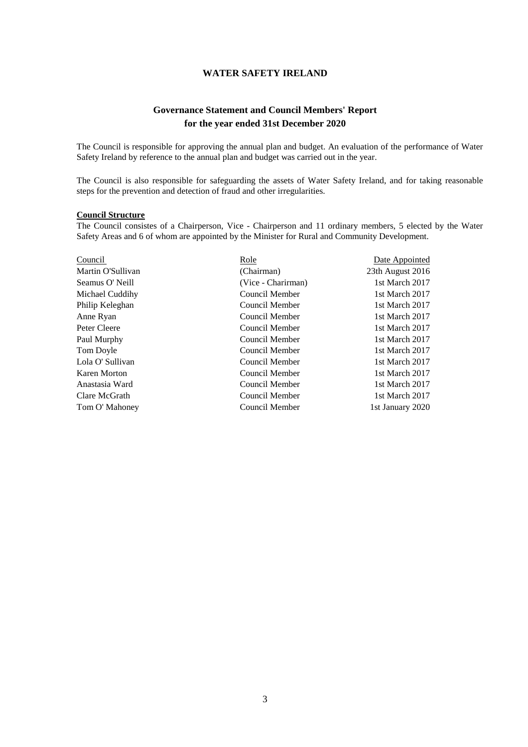# WATER SAFETY IRELAND

## Governance Statement and Council Members' Report for the year ended 31st December 2020

The Council is responsible for approving the annual plan and budget. An evaluation of the performance of Water Safety Ireland by reference to the annual plan and budget was carried out in the year.

The Council is also responsible for safeguarding the assets of Water Safety Ireland, and for taking reasonable steps for the prevention and detection of fraud and other irregularities.

**Council Structure**

The Council consistes of a Chairperson, Vice - Chairperson and 11 ordinary members, 5 elected by the Water Safety Areas and 6 of whom are appointed by the Minister for Rural and Community Development.

| Council | Role | Date Appointed |
|---|---|---|
| Martin O'Sullivan | (Chairman) | 23th August 2016 |
| Seamus O' Neill | (Vice - Charirman) | 1st March 2017 |
| Michael Cuddihy | Council Member | 1st March 2017 |
| Philip Keleghan | Council Member | 1st March 2017 |
| Anne Ryan | Council Member | 1st March 2017 |
| Peter Cleere | Council Member | 1st March 2017 |
| Paul Murphy | Council Member | 1st March 2017 |
| Tom Doyle | Council Member | 1st March 2017 |
| Lola O' Sullivan | Council Member | 1st March 2017 |
| Karen Morton | Council Member | 1st March 2017 |
| Anastasia Ward | Council Member | 1st March 2017 |
| Clare McGrath | Council Member | 1st March 2017 |
| Tom O' Mahoney | Council Member | 1st January 2020 |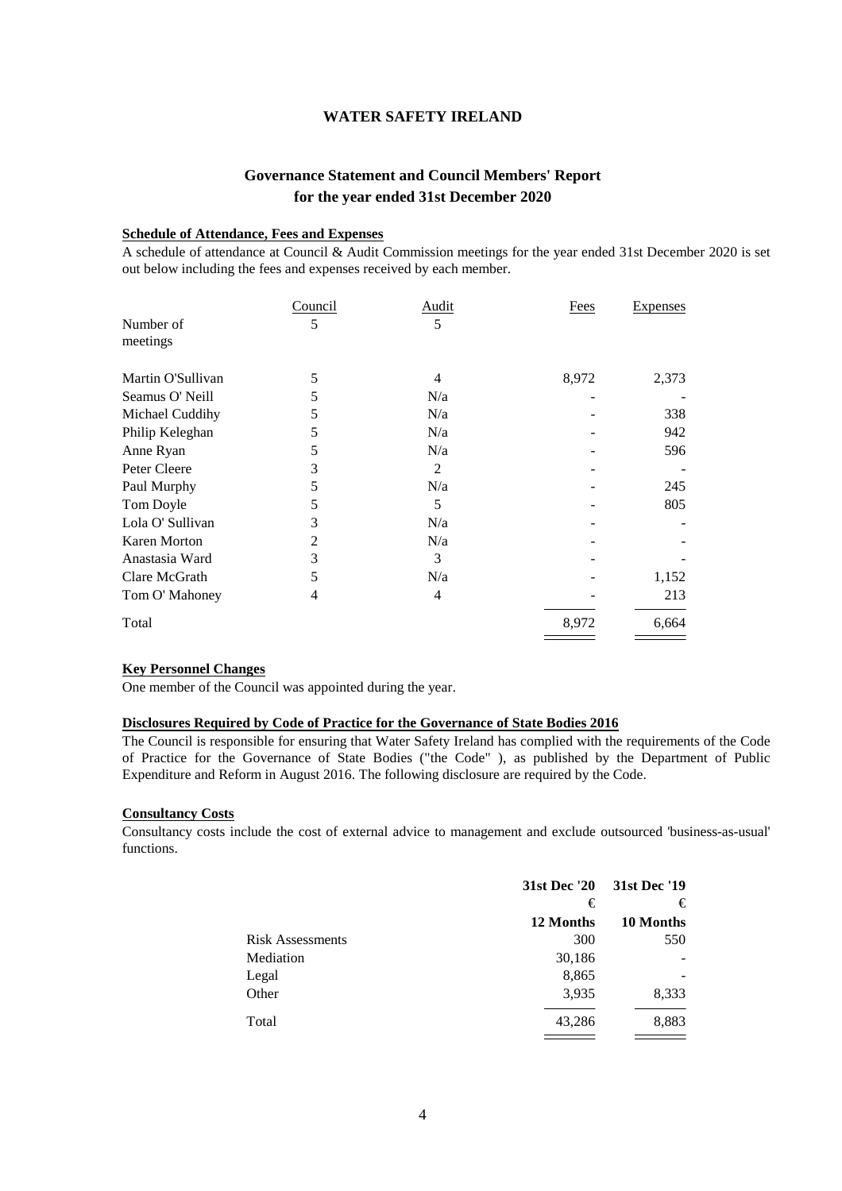# WATER SAFETY IRELAND

## Governance Statement and Council Members' Report for the year ended 31st December 2020

### Schedule of Attendance, Fees and Expenses

A schedule of attendance at Council & Audit Commission meetings for the year ended 31st December 2020 is set out below including the fees and expenses received by each member.

| | Council | Audit | Fees | Expenses |
|---|---|---|---|---|
| Number of meetings | 5 | 5 | | |
| Martin O'Sullivan | 5 | 4 | 8,972 | 2,373 |
| Seamus O' Neill | 5 | N/a | - | - |
| Michael Cuddihy | 5 | N/a | - | 338 |
| Philip Keleghan | 5 | N/a | - | 942 |
| Anne Ryan | 5 | N/a | - | 596 |
| Peter Cleere | 3 | 2 | - | - |
| Paul Murphy | 5 | N/a | - | 245 |
| Tom Doyle | 5 | 5 | - | 805 |
| Lola O' Sullivan | 3 | N/a | - | - |
| Karen Morton | 2 | N/a | - | - |
| Anastasia Ward | 3 | 3 | - | - |
| Clare McGrath | 5 | N/a | - | 1,152 |
| Tom O' Mahoney | 4 | 4 | - | 213 |
| Total | | | 8,972 | 6,664 |

### Key Personnel Changes

One member of the Council was appointed during the year.

### Disclosures Required by Code of Practice for the Governance of State Bodies 2016

The Council is responsible for ensuring that Water Safety Ireland has complied with the requirements of the Code of Practice for the Governance of State Bodies ("the Code" ), as published by the Department of Public Expenditure and Reform in August 2016. The following disclosure are required by the Code.

### Consultancy Costs

Consultancy costs include the cost of external advice to management and exclude outsourced 'business-as-usual' functions.

| | 31st Dec '20 | 31st Dec '19 |
|---|---|---|
| | € | € |
| | 12 Months | 10 Months |
| Risk Assessments | 300 | 550 |
| Mediation | 30,186 | - |
| Legal | 8,865 | - |
| Other | 3,935 | 8,333 |
| Total | 43,286 | 8,883 |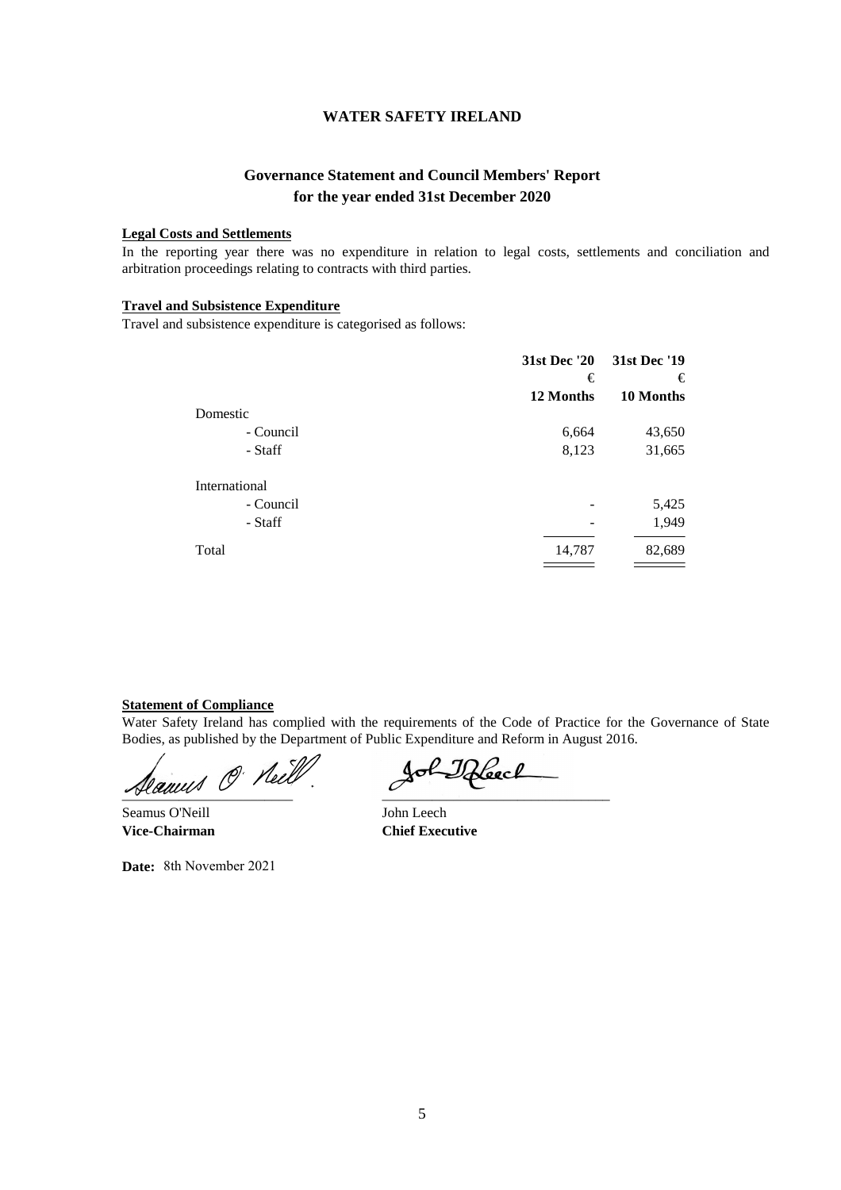**WATER SAFETY IRELAND**

## Governance Statement and Council Members' Report for the year ended 31st December 2020

**Legal Costs and Settlements**

In the reporting year there was no expenditure in relation to legal costs, settlements and conciliation and arbitration proceedings relating to contracts with third parties.

**Travel and Subsistence Expenditure**

Travel and subsistence expenditure is categorised as follows:

| | 31st Dec '20 | 31st Dec '19 |
|---|---|---|
| | € | € |
| | 12 Months | 10 Months |
| Domestic | | |
| - Council | 6,664 | 43,650 |
| - Staff | 8,123 | 31,665 |
| International | | |
| - Council | - | 5,425 |
| - Staff | - | 1,949 |
| Total | 14,787 | 82,689 |

**Statement of Compliance**

Water Safety Ireland has complied with the requirements of the Code of Practice for the Governance of State Bodies, as published by the Department of Public Expenditure and Reform in August 2016.

Seamus O'Neill
**Vice-Chairman**

John Leech
**Chief Executive**

**Date:** 8th November 2021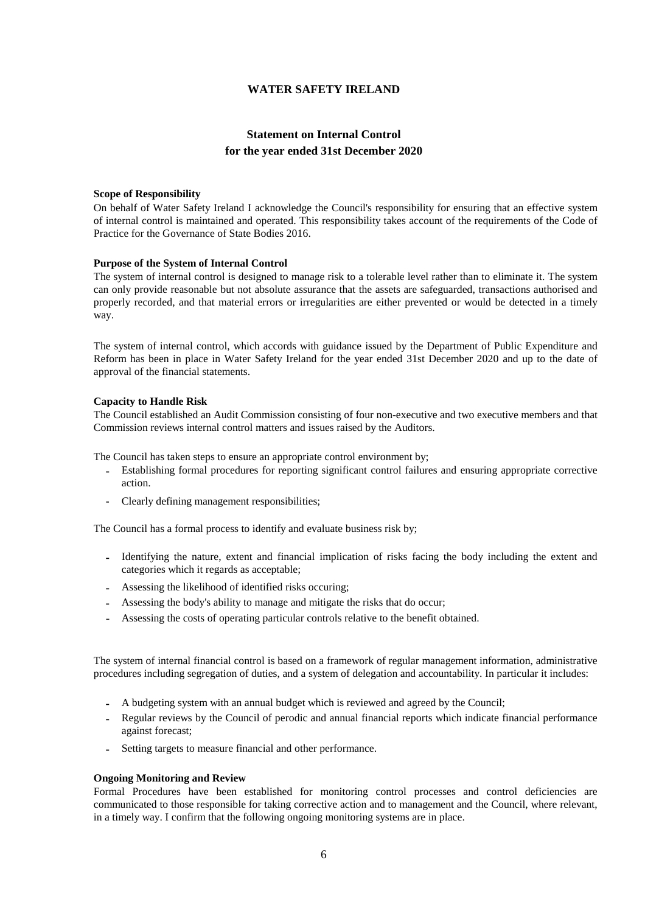# WATER SAFETY IRELAND

## Statement on Internal Control
## for the year ended 31st December 2020

**Scope of Responsibility**

On behalf of Water Safety Ireland I acknowledge the Council's responsibility for ensuring that an effective system of internal control is maintained and operated. This responsibility takes account of the requirements of the Code of Practice for the Governance of State Bodies 2016.

**Purpose of the System of Internal Control**

The system of internal control is designed to manage risk to a tolerable level rather than to eliminate it. The system can only provide reasonable but not absolute assurance that the assets are safeguarded, transactions authorised and properly recorded, and that material errors or irregularities are either prevented or would be detected in a timely way.

The system of internal control, which accords with guidance issued by the Department of Public Expenditure and Reform has been in place in Water Safety Ireland for the year ended 31st December 2020 and up to the date of approval of the financial statements.

**Capacity to Handle Risk**

The Council established an Audit Commission consisting of four non-executive and two executive members and that Commission reviews internal control matters and issues raised by the Auditors.

The Council has taken steps to ensure an appropriate control environment by;

- Establishing formal procedures for reporting significant control failures and ensuring appropriate corrective action.
- Clearly defining management responsibilities;

The Council has a formal process to identify and evaluate business risk by;

- Identifying the nature, extent and financial implication of risks facing the body including the extent and categories which it regards as acceptable;
- Assessing the likelihood of identified risks occuring;
- Assessing the body's ability to manage and mitigate the risks that do occur;
- Assessing the costs of operating particular controls relative to the benefit obtained.

The system of internal financial control is based on a framework of regular management information, administrative procedures including segregation of duties, and a system of delegation and accountability. In particular it includes:

- A budgeting system with an annual budget which is reviewed and agreed by the Council;
- Regular reviews by the Council of perodic and annual financial reports which indicate financial performance against forecast;
- Setting targets to measure financial and other performance.

**Ongoing Monitoring and Review**

Formal Procedures have been established for monitoring control processes and control deficiencies are communicated to those responsible for taking corrective action and to management and the Council, where relevant, in a timely way. I confirm that the following ongoing monitoring systems are in place.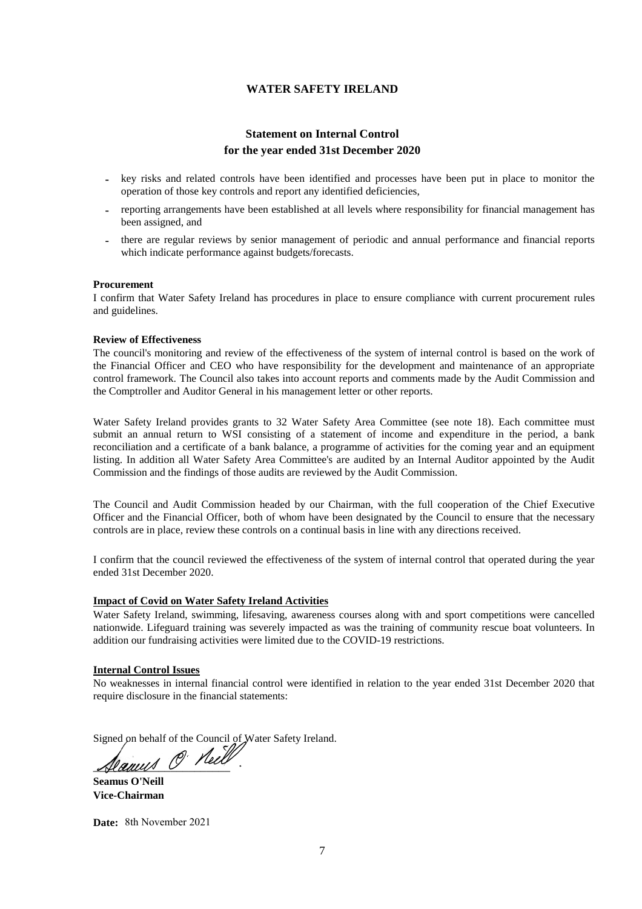# WATER SAFETY IRELAND

## Statement on Internal Control
## for the year ended 31st December 2020

- key risks and related controls have been identified and processes have been put in place to monitor the operation of those key controls and report any identified deficiencies,
- reporting arrangements have been established at all levels where responsibility for financial management has been assigned, and
- there are regular reviews by senior management of periodic and annual performance and financial reports which indicate performance against budgets/forecasts.

**Procurement**

I confirm that Water Safety Ireland has procedures in place to ensure compliance with current procurement rules and guidelines.

**Review of Effectiveness**

The council's monitoring and review of the effectiveness of the system of internal control is based on the work of the Financial Officer and CEO who have responsibility for the development and maintenance of an appropriate control framework. The Council also takes into account reports and comments made by the Audit Commission and the Comptroller and Auditor General in his management letter or other reports.

Water Safety Ireland provides grants to 32 Water Safety Area Committee (see note 18). Each committee must submit an annual return to WSI consisting of a statement of income and expenditure in the period, a bank reconciliation and a certificate of a bank balance, a programme of activities for the coming year and an equipment listing. In addition all Water Safety Area Committee's are audited by an Internal Auditor appointed by the Audit Commission and the findings of those audits are reviewed by the Audit Commission.

The Council and Audit Commission headed by our Chairman, with the full cooperation of the Chief Executive Officer and the Financial Officer, both of whom have been designated by the Council to ensure that the necessary controls are in place, review these controls on a continual basis in line with any directions received.

I confirm that the council reviewed the effectiveness of the system of internal control that operated during the year ended 31st December 2020.

**Impact of Covid on Water Safety Ireland Activities**

Water Safety Ireland, swimming, lifesaving, awareness courses along with and sport competitions were cancelled nationwide. Lifeguard training was severely impacted as was the training of community rescue boat volunteers. In addition our fundraising activities were limited due to the COVID-19 restrictions.

**Internal Control Issues**

No weaknesses in internal financial control were identified in relation to the year ended 31st December 2020 that require disclosure in the financial statements:

Signed on behalf of the Council of Water Safety Ireland.

**Seamus O'Neill**
**Vice-Chairman**

**Date:** 8th November 2021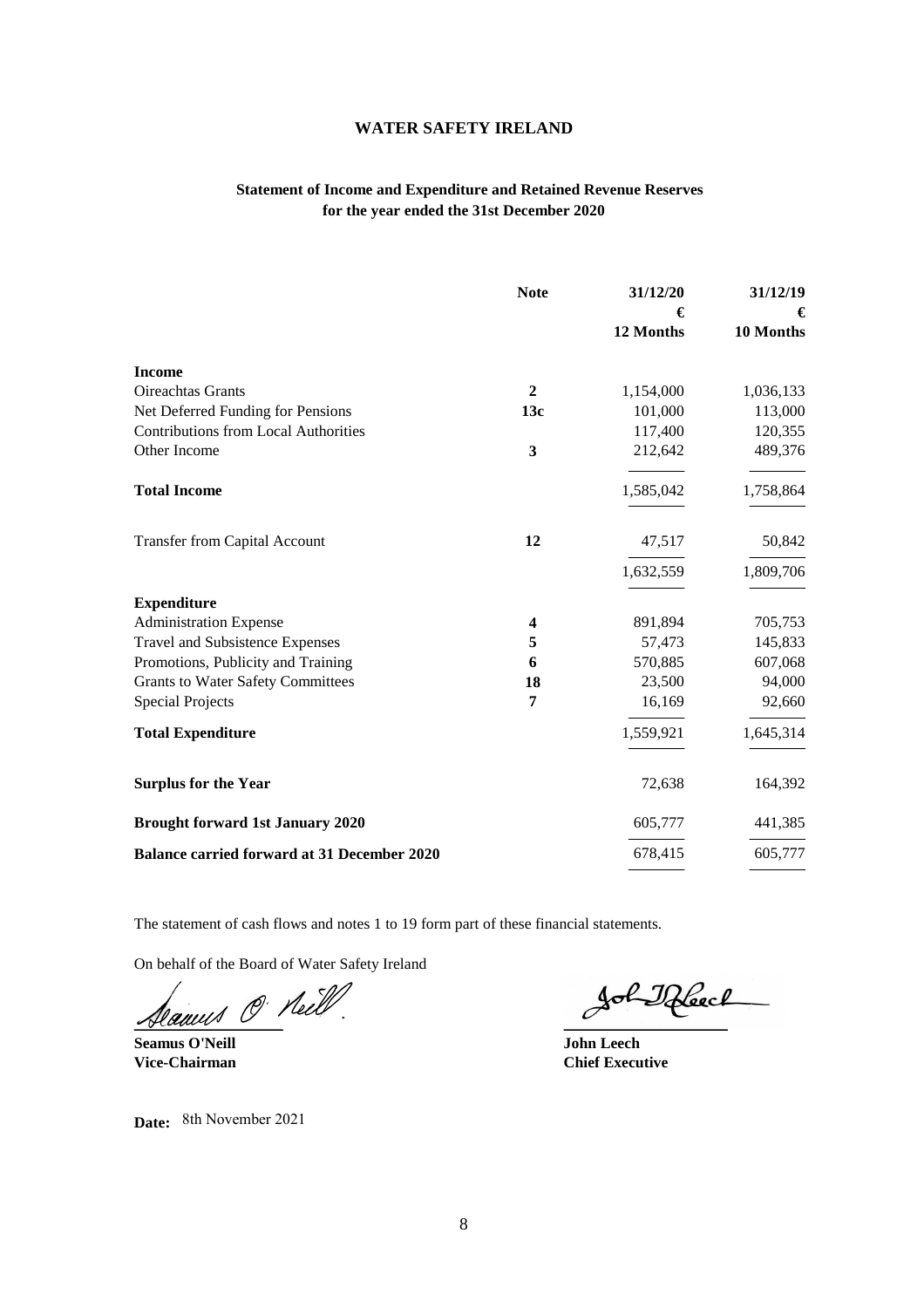# WATER SAFETY IRELAND

## Statement of Income and Expenditure and Retained Revenue Reserves for the year ended the 31st December 2020

| | Note | 31/12/20<br>€<br>12 Months | 31/12/19<br>€<br>10 Months |
|---|---|---|---|
| **Income** | | | |
| Oireachtas Grants | **2** | 1,154,000 | 1,036,133 |
| Net Deferred Funding for Pensions | **13c** | 101,000 | 113,000 |
| Contributions from Local Authorities | | 117,400 | 120,355 |
| Other Income | **3** | 212,642 | 489,376 |
| **Total Income** | | 1,585,042 | 1,758,864 |
| Transfer from Capital Account | **12** | 47,517 | 50,842 |
| | | 1,632,559 | 1,809,706 |
| **Expenditure** | | | |
| Administration Expense | **4** | 891,894 | 705,753 |
| Travel and Subsistence Expenses | **5** | 57,473 | 145,833 |
| Promotions, Publicity and Training | **6** | 570,885 | 607,068 |
| Grants to Water Safety Committees | **18** | 23,500 | 94,000 |
| Special Projects | **7** | 16,169 | 92,660 |
| **Total Expenditure** | | 1,559,921 | 1,645,314 |
| **Surplus for the Year** | | 72,638 | 164,392 |
| **Brought forward 1st January 2020** | | 605,777 | 441,385 |
| **Balance carried forward at 31 December 2020** | | 678,415 | 605,777 |

The statement of cash flows and notes 1 to 19 form part of these financial statements.

On behalf of the Board of Water Safety Ireland

**Seamus O'Neill**
**Vice-Chairman**

**John Leech**
**Chief Executive**

**Date:** 8th November 2021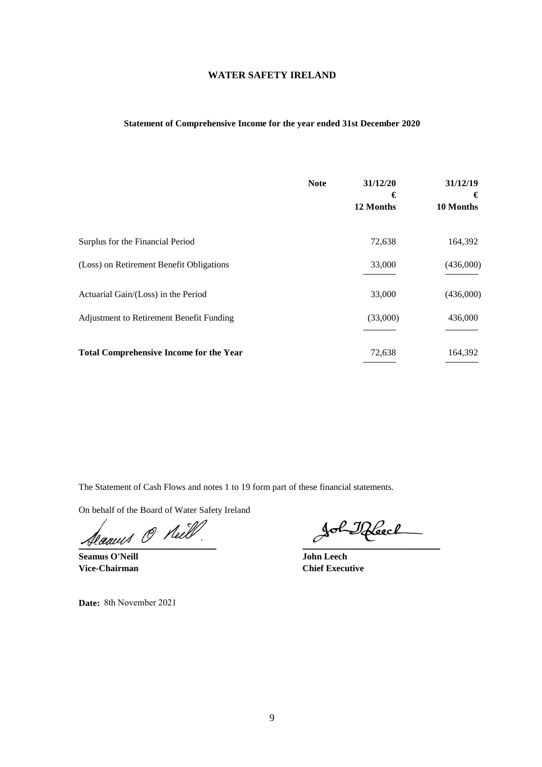# WATER SAFETY IRELAND

## Statement of Comprehensive Income for the year ended 31st December 2020

| | Note | 31/12/20<br>€<br>12 Months | 31/12/19<br>€<br>10 Months |
|---|---|---|---|
| Surplus for the Financial Period | | 72,638 | 164,392 |
| (Loss) on Retirement Benefit Obligations | | 33,000 | (436,000) |
| Actuarial Gain/(Loss) in the Period | | 33,000 | (436,000) |
| Adjustment to Retirement Benefit Funding | | (33,000) | 436,000 |
| **Total Comprehensive Income for the Year** | | 72,638 | 164,392 |

The Statement of Cash Flows and notes 1 to 19 form part of these financial statements.

On behalf of the Board of Water Safety Ireland

**Seamus O'Neill**
**Vice-Chairman**

**John Leech**
**Chief Executive**

**Date:** 8th November 2021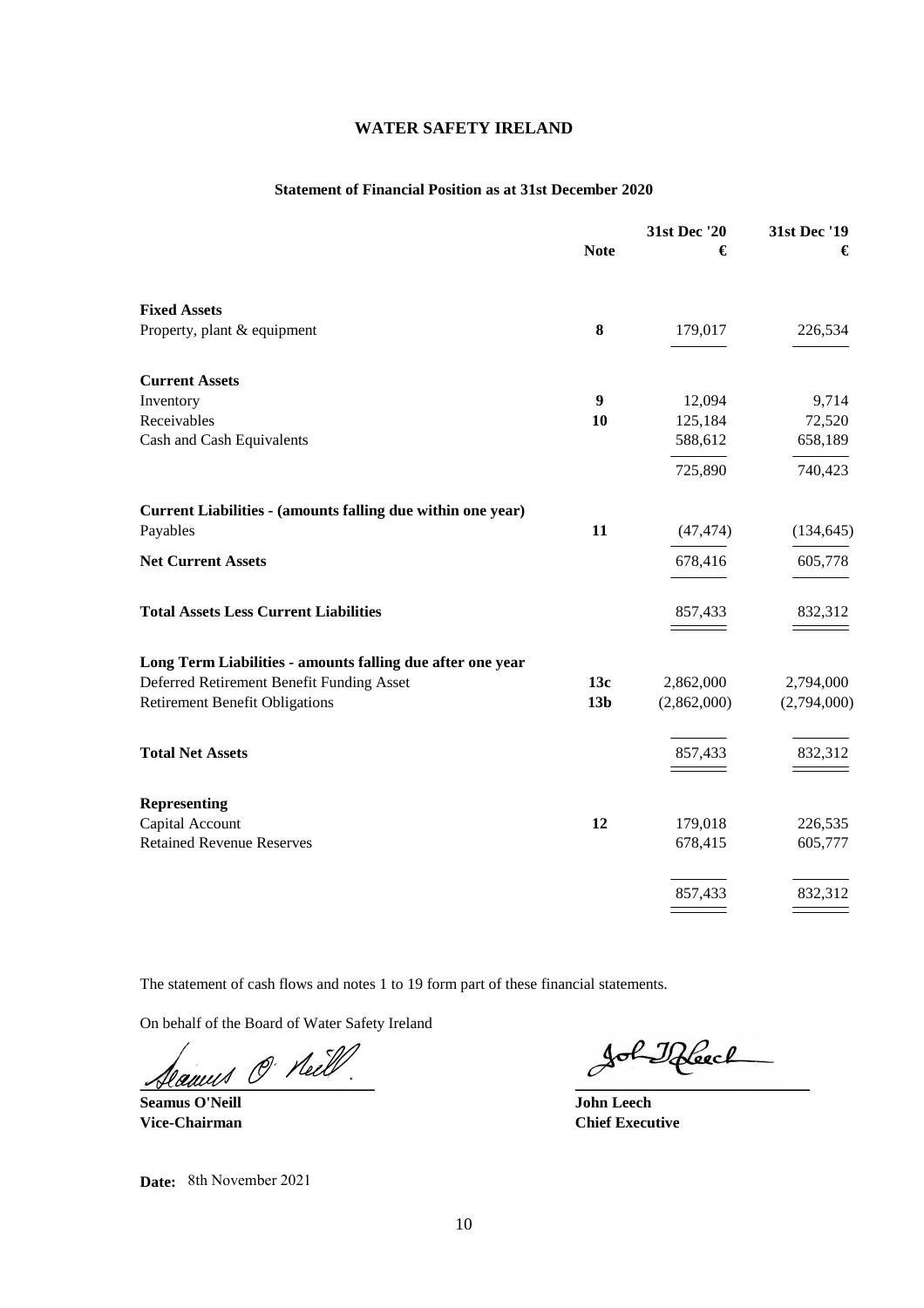# WATER SAFETY IRELAND

## Statement of Financial Position as at 31st December 2020

| | Note | 31st Dec '20 € | 31st Dec '19 € |
|---|---|---|---|
| **Fixed Assets** | | | |
| Property, plant & equipment | **8** | 179,017 | 226,534 |
| **Current Assets** | | | |
| Inventory | **9** | 12,094 | 9,714 |
| Receivables | **10** | 125,184 | 72,520 |
| Cash and Cash Equivalents | | 588,612 | 658,189 |
| | | 725,890 | 740,423 |
| **Current Liabilities - (amounts falling due within one year)** | | | |
| Payables | **11** | (47,474) | (134,645) |
| **Net Current Assets** | | 678,416 | 605,778 |
| **Total Assets Less Current Liabilities** | | 857,433 | 832,312 |
| **Long Term Liabilities - amounts falling due after one year** | | | |
| Deferred Retirement Benefit Funding Asset | **13c** | 2,862,000 | 2,794,000 |
| Retirement Benefit Obligations | **13b** | (2,862,000) | (2,794,000) |
| **Total Net Assets** | | 857,433 | 832,312 |
| **Representing** | | | |
| Capital Account | **12** | 179,018 | 226,535 |
| Retained Revenue Reserves | | 678,415 | 605,777 |
| | | 857,433 | 832,312 |

The statement of cash flows and notes 1 to 19 form part of these financial statements.

On behalf of the Board of Water Safety Ireland

**Seamus O'Neill**
**Vice-Chairman**

**John Leech**
**Chief Executive**

**Date:** 8th November 2021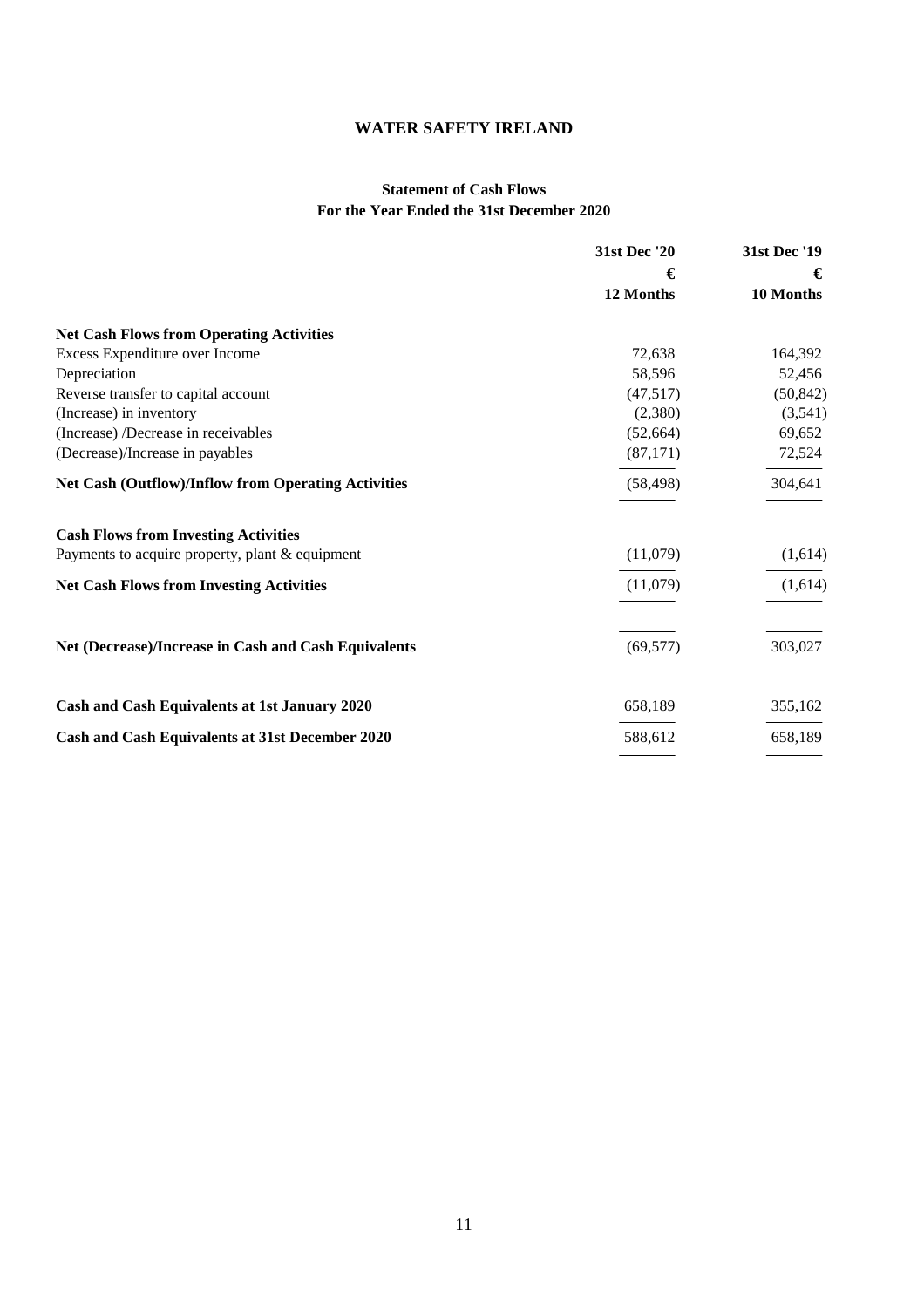# WATER SAFETY IRELAND

## Statement of Cash Flows
## For the Year Ended the 31st December 2020

| | 31st Dec '20 | 31st Dec '19 |
|---|---|---|
| | € | € |
| | 12 Months | 10 Months |
| **Net Cash Flows from Operating Activities** | | |
| Excess Expenditure over Income | 72,638 | 164,392 |
| Depreciation | 58,596 | 52,456 |
| Reverse transfer to capital account | (47,517) | (50,842) |
| (Increase) in inventory | (2,380) | (3,541) |
| (Increase) /Decrease in receivables | (52,664) | 69,652 |
| (Decrease)/Increase in payables | (87,171) | 72,524 |
| **Net Cash (Outflow)/Inflow from Operating Activities** | (58,498) | 304,641 |
| **Cash Flows from Investing Activities** | | |
| Payments to acquire property, plant & equipment | (11,079) | (1,614) |
| **Net Cash Flows from Investing Activities** | (11,079) | (1,614) |
| **Net (Decrease)/Increase in Cash and Cash Equivalents** | (69,577) | 303,027 |
| **Cash and Cash Equivalents at 1st January 2020** | 658,189 | 355,162 |
| **Cash and Cash Equivalents at 31st December 2020** | 588,612 | 658,189 |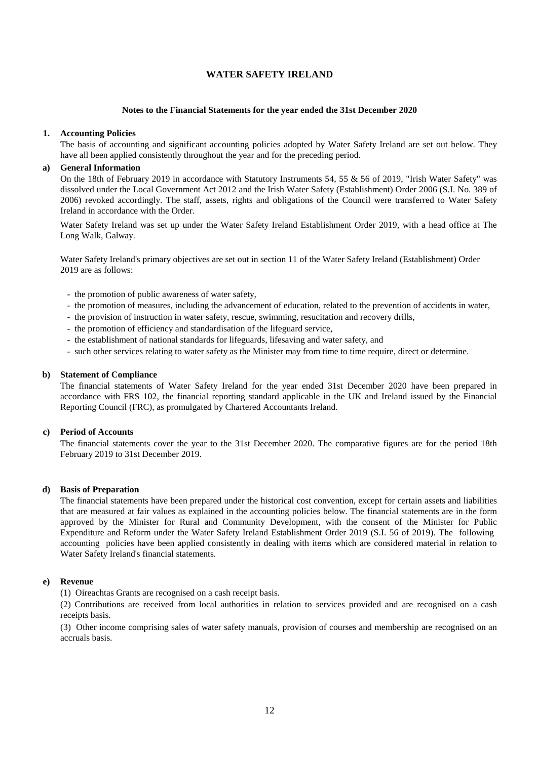# WATER SAFETY IRELAND

## Notes to the Financial Statements for the year ended the 31st December 2020

### 1. Accounting Policies

The basis of accounting and significant accounting policies adopted by Water Safety Ireland are set out below. They have all been applied consistently throughout the year and for the preceding period.

### a) General Information

On the 18th of February 2019 in accordance with Statutory Instruments 54, 55 & 56 of 2019, "Irish Water Safety" was dissolved under the Local Government Act 2012 and the Irish Water Safety (Establishment) Order 2006 (S.I. No. 389 of 2006) revoked accordingly. The staff, assets, rights and obligations of the Council were transferred to Water Safety Ireland in accordance with the Order.

Water Safety Ireland was set up under the Water Safety Ireland Establishment Order 2019, with a head office at The Long Walk, Galway.

Water Safety Ireland's primary objectives are set out in section 11 of the Water Safety Ireland (Establishment) Order 2019 are as follows:

- the promotion of public awareness of water safety,
- the promotion of measures, including the advancement of education, related to the prevention of accidents in water,
- the provision of instruction in water safety, rescue, swimming, resuscitation and recovery drills,
- the promotion of efficiency and standardisation of the lifeguard service,
- the establishment of national standards for lifeguards, lifesaving and water safety, and
- such other services relating to water safety as the Minister may from time to time require, direct or determine.

### b) Statement of Compliance

The financial statements of Water Safety Ireland for the year ended 31st December 2020 have been prepared in accordance with FRS 102, the financial reporting standard applicable in the UK and Ireland issued by the Financial Reporting Council (FRC), as promulgated by Chartered Accountants Ireland.

### c) Period of Accounts

The financial statements cover the year to the 31st December 2020. The comparative figures are for the period 18th February 2019 to 31st December 2019.

### d) Basis of Preparation

The financial statements have been prepared under the historical cost convention, except for certain assets and liabilities that are measured at fair values as explained in the accounting policies below. The financial statements are in the form approved by the Minister for Rural and Community Development, with the consent of the Minister for Public Expenditure and Reform under the Water Safety Ireland Establishment Order 2019 (S.I. 56 of 2019). The following accounting policies have been applied consistently in dealing with items which are considered material in relation to Water Safety Ireland's financial statements.

### e) Revenue

(1) Oireachtas Grants are recognised on a cash receipt basis.

(2) Contributions are received from local authorities in relation to services provided and are recognised on a cash receipts basis.

(3) Other income comprising sales of water safety manuals, provision of courses and membership are recognised on an accruals basis.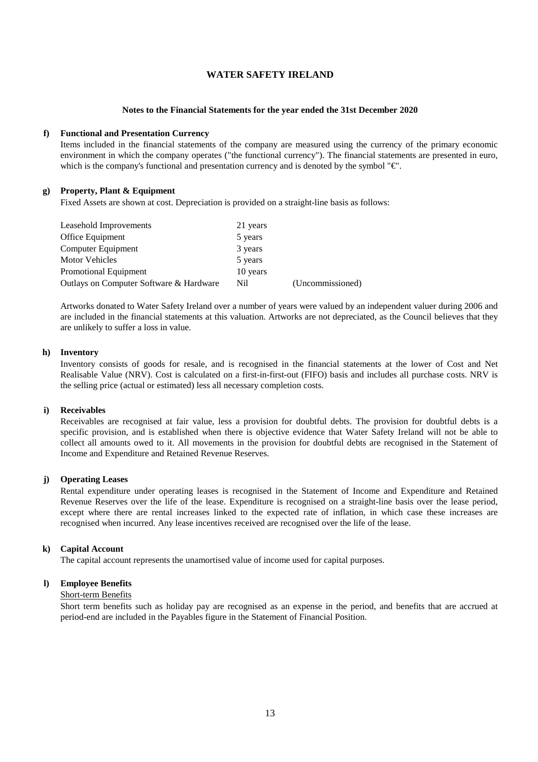# WATER SAFETY IRELAND

## Notes to the Financial Statements for the year ended the 31st December 2020

### f) Functional and Presentation Currency

Items included in the financial statements of the company are measured using the currency of the primary economic environment in which the company operates ("the functional currency"). The financial statements are presented in euro, which is the company's functional and presentation currency and is denoted by the symbol "€".

### g) Property, Plant & Equipment

Fixed Assets are shown at cost. Depreciation is provided on a straight-line basis as follows:

| | | |
|---|---|---|
| Leasehold Improvements | 21 years | |
| Office Equipment | 5 years | |
| Computer Equipment | 3 years | |
| Motor Vehicles | 5 years | |
| Promotional Equipment | 10 years | |
| Outlays on Computer Software & Hardware | Nil | (Uncommissioned) |

Artworks donated to Water Safety Ireland over a number of years were valued by an independent valuer during 2006 and are included in the financial statements at this valuation. Artworks are not depreciated, as the Council believes that they are unlikely to suffer a loss in value.

### h) Inventory

Inventory consists of goods for resale, and is recognised in the financial statements at the lower of Cost and Net Realisable Value (NRV). Cost is calculated on a first-in-first-out (FIFO) basis and includes all purchase costs. NRV is the selling price (actual or estimated) less all necessary completion costs.

### i) Receivables

Receivables are recognised at fair value, less a provision for doubtful debts. The provision for doubtful debts is a specific provision, and is established when there is objective evidence that Water Safety Ireland will not be able to collect all amounts owed to it. All movements in the provision for doubtful debts are recognised in the Statement of Income and Expenditure and Retained Revenue Reserves.

### j) Operating Leases

Rental expenditure under operating leases is recognised in the Statement of Income and Expenditure and Retained Revenue Reserves over the life of the lease. Expenditure is recognised on a straight-line basis over the lease period, except where there are rental increases linked to the expected rate of inflation, in which case these increases are recognised when incurred. Any lease incentives received are recognised over the life of the lease.

### k) Capital Account

The capital account represents the unamortised value of income used for capital purposes.

### l) Employee Benefits

Short-term Benefits

Short term benefits such as holiday pay are recognised as an expense in the period, and benefits that are accrued at period-end are included in the Payables figure in the Statement of Financial Position.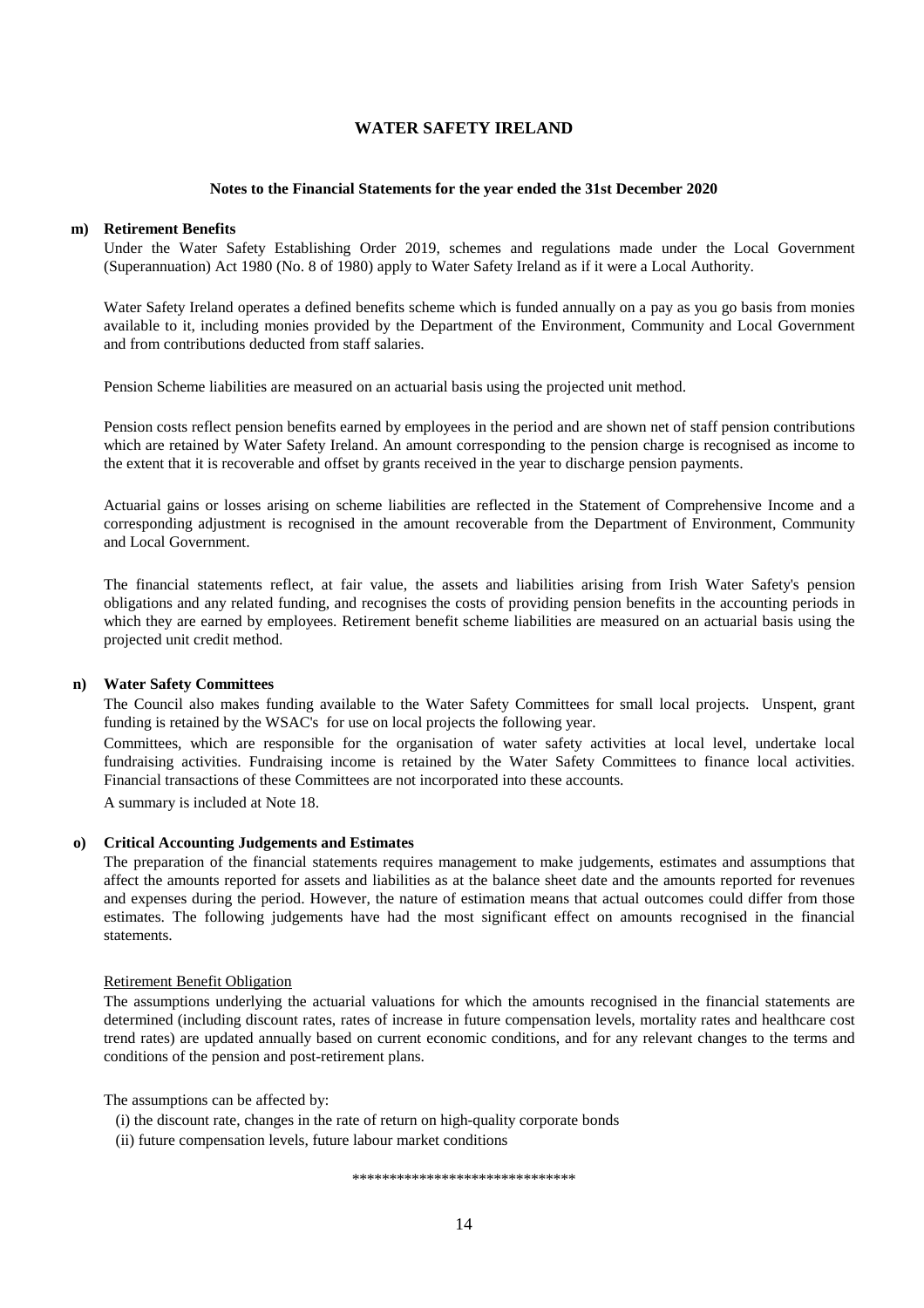# WATER SAFETY IRELAND

## Notes to the Financial Statements for the year ended the 31st December 2020

**m) Retirement Benefits**

Under the Water Safety Establishing Order 2019, schemes and regulations made under the Local Government (Superannuation) Act 1980 (No. 8 of 1980) apply to Water Safety Ireland as if it were a Local Authority.

Water Safety Ireland operates a defined benefits scheme which is funded annually on a pay as you go basis from monies available to it, including monies provided by the Department of the Environment, Community and Local Government and from contributions deducted from staff salaries.

Pension Scheme liabilities are measured on an actuarial basis using the projected unit method.

Pension costs reflect pension benefits earned by employees in the period and are shown net of staff pension contributions which are retained by Water Safety Ireland. An amount corresponding to the pension charge is recognised as income to the extent that it is recoverable and offset by grants received in the year to discharge pension payments.

Actuarial gains or losses arising on scheme liabilities are reflected in the Statement of Comprehensive Income and a corresponding adjustment is recognised in the amount recoverable from the Department of Environment, Community and Local Government.

The financial statements reflect, at fair value, the assets and liabilities arising from Irish Water Safety's pension obligations and any related funding, and recognises the costs of providing pension benefits in the accounting periods in which they are earned by employees. Retirement benefit scheme liabilities are measured on an actuarial basis using the projected unit credit method.

**n) Water Safety Committees**

The Council also makes funding available to the Water Safety Committees for small local projects. Unspent, grant funding is retained by the WSAC's for use on local projects the following year.

Committees, which are responsible for the organisation of water safety activities at local level, undertake local fundraising activities. Fundraising income is retained by the Water Safety Committees to finance local activities. Financial transactions of these Committees are not incorporated into these accounts.

A summary is included at Note 18.

**o) Critical Accounting Judgements and Estimates**

The preparation of the financial statements requires management to make judgements, estimates and assumptions that affect the amounts reported for assets and liabilities as at the balance sheet date and the amounts reported for revenues and expenses during the period. However, the nature of estimation means that actual outcomes could differ from those estimates. The following judgements have had the most significant effect on amounts recognised in the financial statements.

Retirement Benefit Obligation

The assumptions underlying the actuarial valuations for which the amounts recognised in the financial statements are determined (including discount rates, rates of increase in future compensation levels, mortality rates and healthcare cost trend rates) are updated annually based on current economic conditions, and for any relevant changes to the terms and conditions of the pension and post-retirement plans.

The assumptions can be affected by:

(i) the discount rate, changes in the rate of return on high-quality corporate bonds
(ii) future compensation levels, future labour market conditions

******************************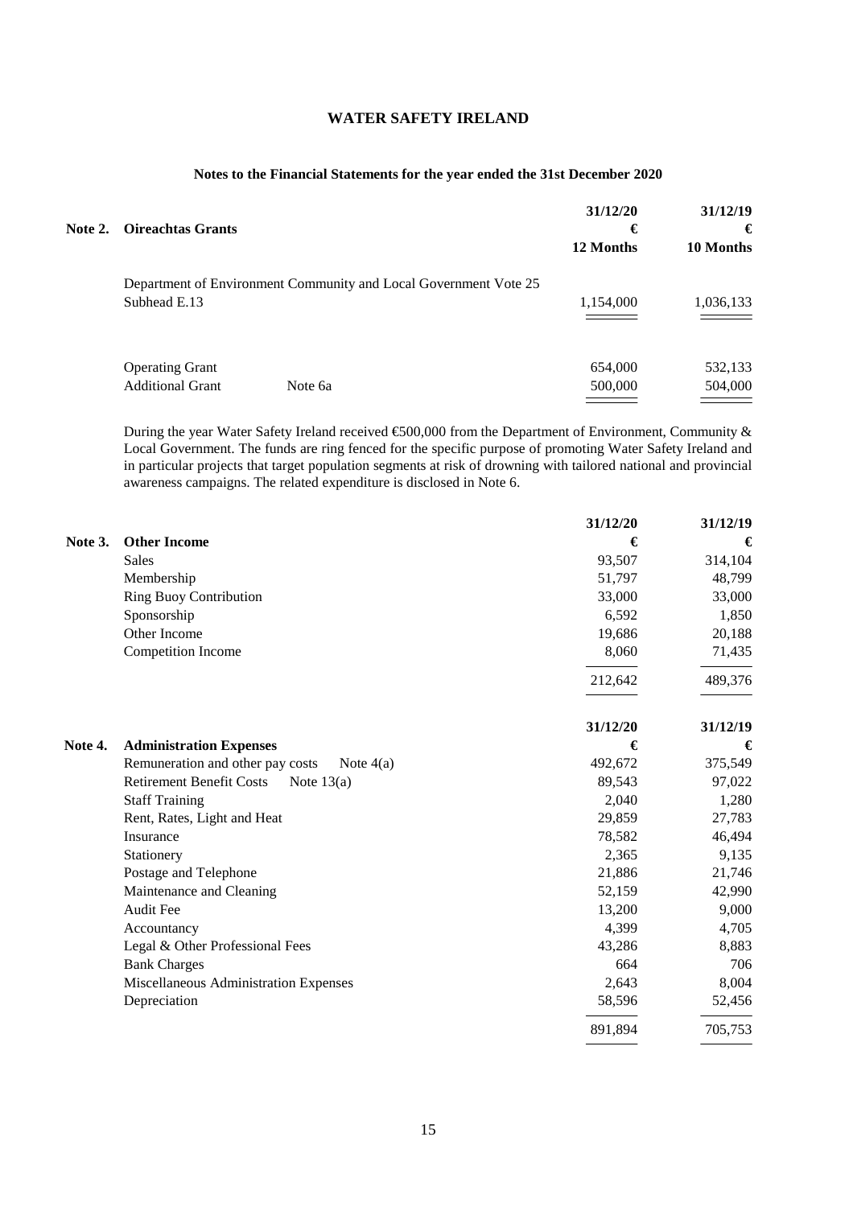## WATER SAFETY IRELAND

### Notes to the Financial Statements for the year ended the 31st December 2020

| **Note 2. Oireachtas Grants** | | **31/12/20** | **31/12/19** |
|---|---|---|---|
| | | **€** | **€** |
| | | **12 Months** | **10 Months** |
| Department of Environment Community and Local Government Vote 25 Subhead E.13 | | 1,154,000 | 1,036,133 |
| Operating Grant | | 654,000 | 532,133 |
| Additional Grant | Note 6a | 500,000 | 504,000 |

During the year Water Safety Ireland received €500,000 from the Department of Environment, Community & Local Government. The funds are ring fenced for the specific purpose of promoting Water Safety Ireland and in particular projects that target population segments at risk of drowning with tailored national and provincial awareness campaigns. The related expenditure is disclosed in Note 6.

| **Note 3. Other Income** | **31/12/20** | **31/12/19** |
|---|---|---|
| | **€** | **€** |
| Sales | 93,507 | 314,104 |
| Membership | 51,797 | 48,799 |
| Ring Buoy Contribution | 33,000 | 33,000 |
| Sponsorship | 6,592 | 1,850 |
| Other Income | 19,686 | 20,188 |
| Competition Income | 8,060 | 71,435 |
| | 212,642 | 489,376 |

| **Note 4. Administration Expenses** | | **31/12/20** | **31/12/19** |
|---|---|---|---|
| | | **€** | **€** |
| Remuneration and other pay costs | Note 4(a) | 492,672 | 375,549 |
| Retirement Benefit Costs | Note 13(a) | 89,543 | 97,022 |
| Staff Training | | 2,040 | 1,280 |
| Rent, Rates, Light and Heat | | 29,859 | 27,783 |
| Insurance | | 78,582 | 46,494 |
| Stationery | | 2,365 | 9,135 |
| Postage and Telephone | | 21,886 | 21,746 |
| Maintenance and Cleaning | | 52,159 | 42,990 |
| Audit Fee | | 13,200 | 9,000 |
| Accountancy | | 4,399 | 4,705 |
| Legal & Other Professional Fees | | 43,286 | 8,883 |
| Bank Charges | | 664 | 706 |
| Miscellaneous Administration Expenses | | 2,643 | 8,004 |
| Depreciation | | 58,596 | 52,456 |
| | | 891,894 | 705,753 |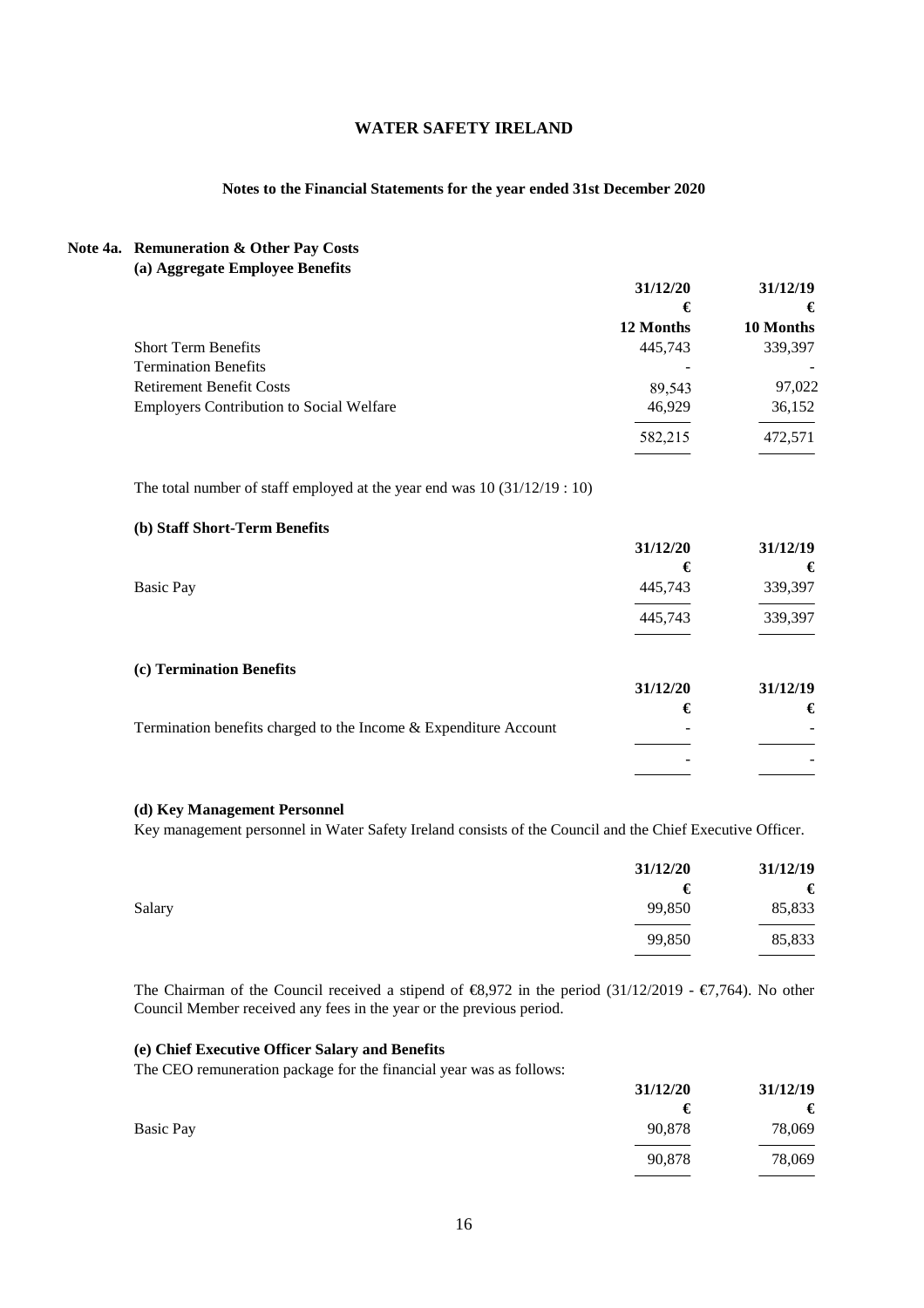# WATER SAFETY IRELAND

## Notes to the Financial Statements for the year ended 31st December 2020

### Note 4a. Remuneration & Other Pay Costs

**(a) Aggregate Employee Benefits**

| | 31/12/20 | 31/12/19 |
|---|---|---|
| | € | € |
| | 12 Months | 10 Months |
| Short Term Benefits | 445,743 | 339,397 |
| Termination Benefits | - | - |
| Retirement Benefit Costs | 89,543 | 97,022 |
| Employers Contribution to Social Welfare | 46,929 | 36,152 |
| | 582,215 | 472,571 |

The total number of staff employed at the year end was 10 (31/12/19 : 10)

**(b) Staff Short-Term Benefits**

| | 31/12/20 | 31/12/19 |
|---|---|---|
| | € | € |
| Basic Pay | 445,743 | 339,397 |
| | 445,743 | 339,397 |

**(c) Termination Benefits**

| | 31/12/20 | 31/12/19 |
|---|---|---|
| | € | € |
| Termination benefits charged to the Income & Expenditure Account | - | - |
| | - | - |

**(d) Key Management Personnel**

Key management personnel in Water Safety Ireland consists of the Council and the Chief Executive Officer.

| | 31/12/20 | 31/12/19 |
|---|---|---|
| | € | € |
| Salary | 99,850 | 85,833 |
| | 99,850 | 85,833 |

The Chairman of the Council received a stipend of €8,972 in the period (31/12/2019 - €7,764). No other Council Member received any fees in the year or the previous period.

**(e) Chief Executive Officer Salary and Benefits**

The CEO remuneration package for the financial year was as follows:

| | 31/12/20 | 31/12/19 |
|---|---|---|
| | € | € |
| Basic Pay | 90,878 | 78,069 |
| | 90,878 | 78,069 |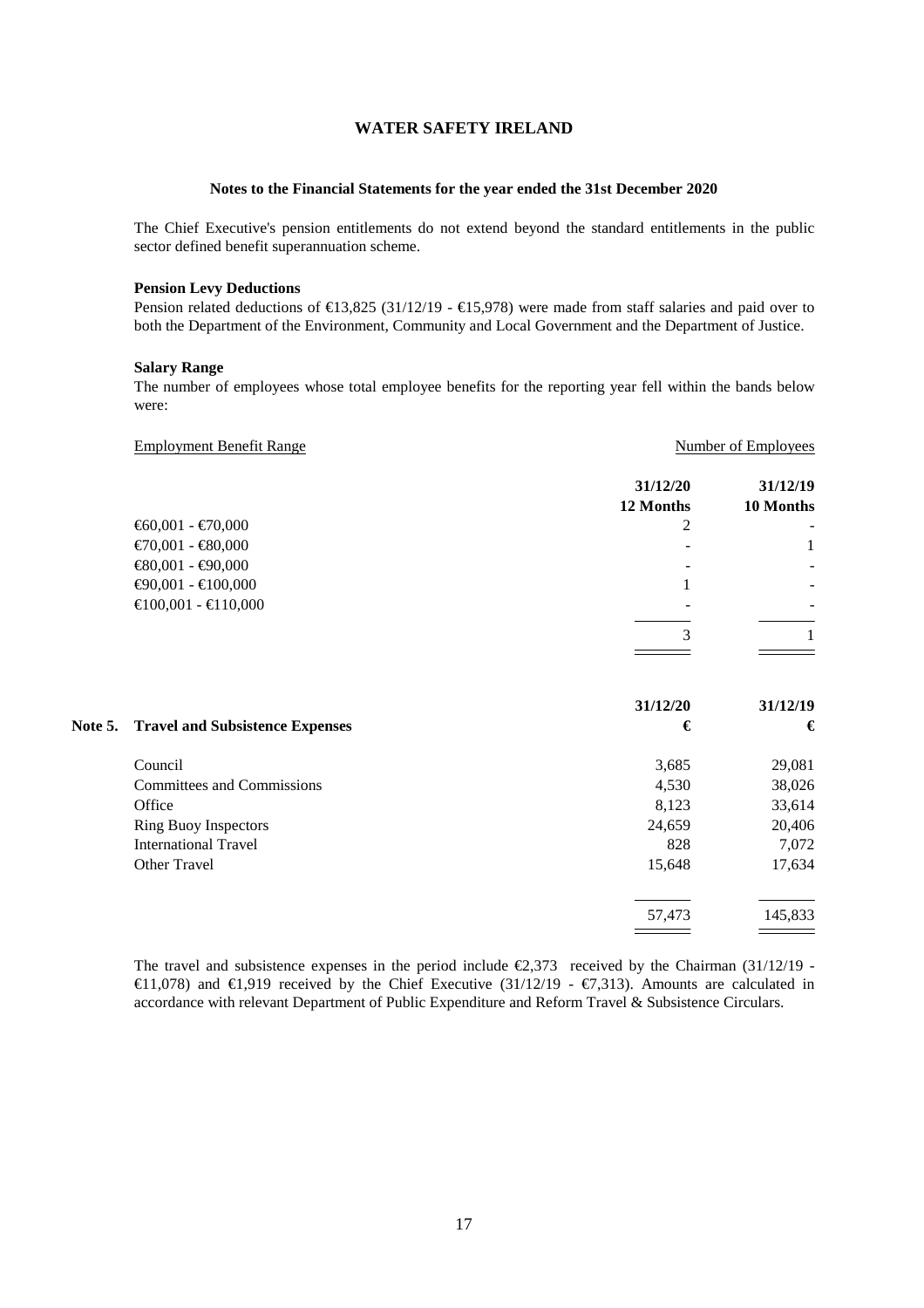# WATER SAFETY IRELAND

## Notes to the Financial Statements for the year ended the 31st December 2020

The Chief Executive's pension entitlements do not extend beyond the standard entitlements in the public sector defined benefit superannuation scheme.

**Pension Levy Deductions**

Pension related deductions of €13,825 (31/12/19 - €15,978) were made from staff salaries and paid over to both the Department of the Environment, Community and Local Government and the Department of Justice.

**Salary Range**

The number of employees whose total employee benefits for the reporting year fell within the bands below were:

| Employment Benefit Range | Number of Employees | |
|---|---|---|
| | **31/12/20** | **31/12/19** |
| | **12 Months** | **10 Months** |
| €60,001 - €70,000 | 2 | - |
| €70,001 - €80,000 | - | 1 |
| €80,001 - €90,000 | - | - |
| €90,001 - €100,000 | 1 | - |
| €100,001 - €110,000 | - | - |
| | 3 | 1 |

## Note 5. Travel and Subsistence Expenses

| | **31/12/20** | **31/12/19** |
|---|---|---|
| | **€** | **€** |
| Council | 3,685 | 29,081 |
| Committees and Commissions | 4,530 | 38,026 |
| Office | 8,123 | 33,614 |
| Ring Buoy Inspectors | 24,659 | 20,406 |
| International Travel | 828 | 7,072 |
| Other Travel | 15,648 | 17,634 |
| | 57,473 | 145,833 |

The travel and subsistence expenses in the period include €2,373 received by the Chairman (31/12/19 - €11,078) and €1,919 received by the Chief Executive (31/12/19 - €7,313). Amounts are calculated in accordance with relevant Department of Public Expenditure and Reform Travel & Subsistence Circulars.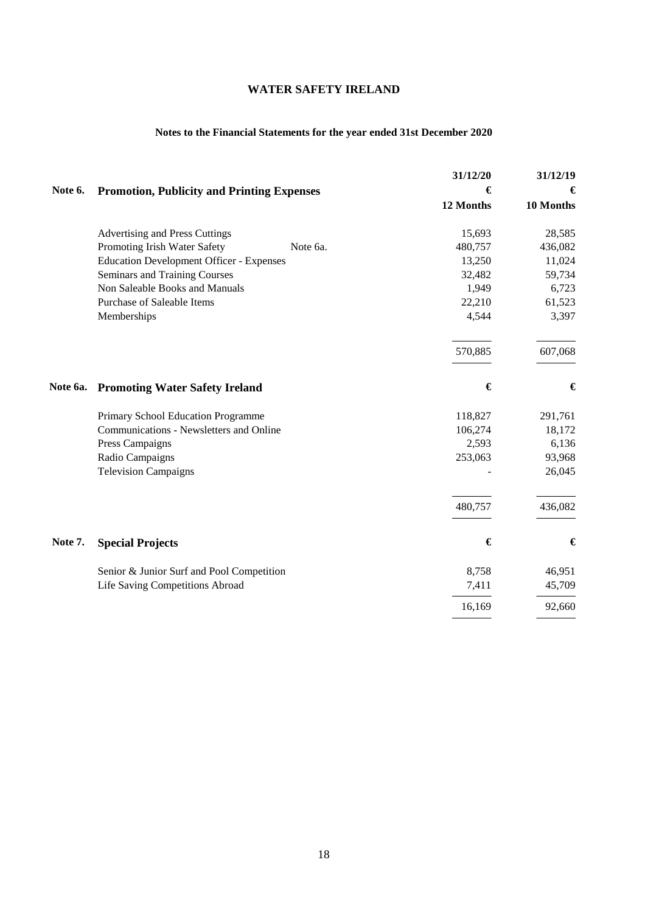# WATER SAFETY IRELAND

## Notes to the Financial Statements for the year ended 31st December 2020

### Note 6. Promotion, Publicity and Printing Expenses

| | | 31/12/20 € 12 Months | 31/12/19 € 10 Months |
|---|---|---|---|
| Advertising and Press Cuttings | | 15,693 | 28,585 |
| Promoting Irish Water Safety | Note 6a. | 480,757 | 436,082 |
| Education Development Officer - Expenses | | 13,250 | 11,024 |
| Seminars and Training Courses | | 32,482 | 59,734 |
| Non Saleable Books and Manuals | | 1,949 | 6,723 |
| Purchase of Saleable Items | | 22,210 | 61,523 |
| Memberships | | 4,544 | 3,397 |
| | | 570,885 | 607,068 |

### Note 6a. Promoting Water Safety Ireland

| | € | € |
|---|---|---|
| Primary School Education Programme | 118,827 | 291,761 |
| Communications - Newsletters and Online | 106,274 | 18,172 |
| Press Campaigns | 2,593 | 6,136 |
| Radio Campaigns | 253,063 | 93,968 |
| Television Campaigns | - | 26,045 |
| | 480,757 | 436,082 |

### Note 7. Special Projects

| | € | € |
|---|---|---|
| Senior & Junior Surf and Pool Competition | 8,758 | 46,951 |
| Life Saving Competitions Abroad | 7,411 | 45,709 |
| | 16,169 | 92,660 |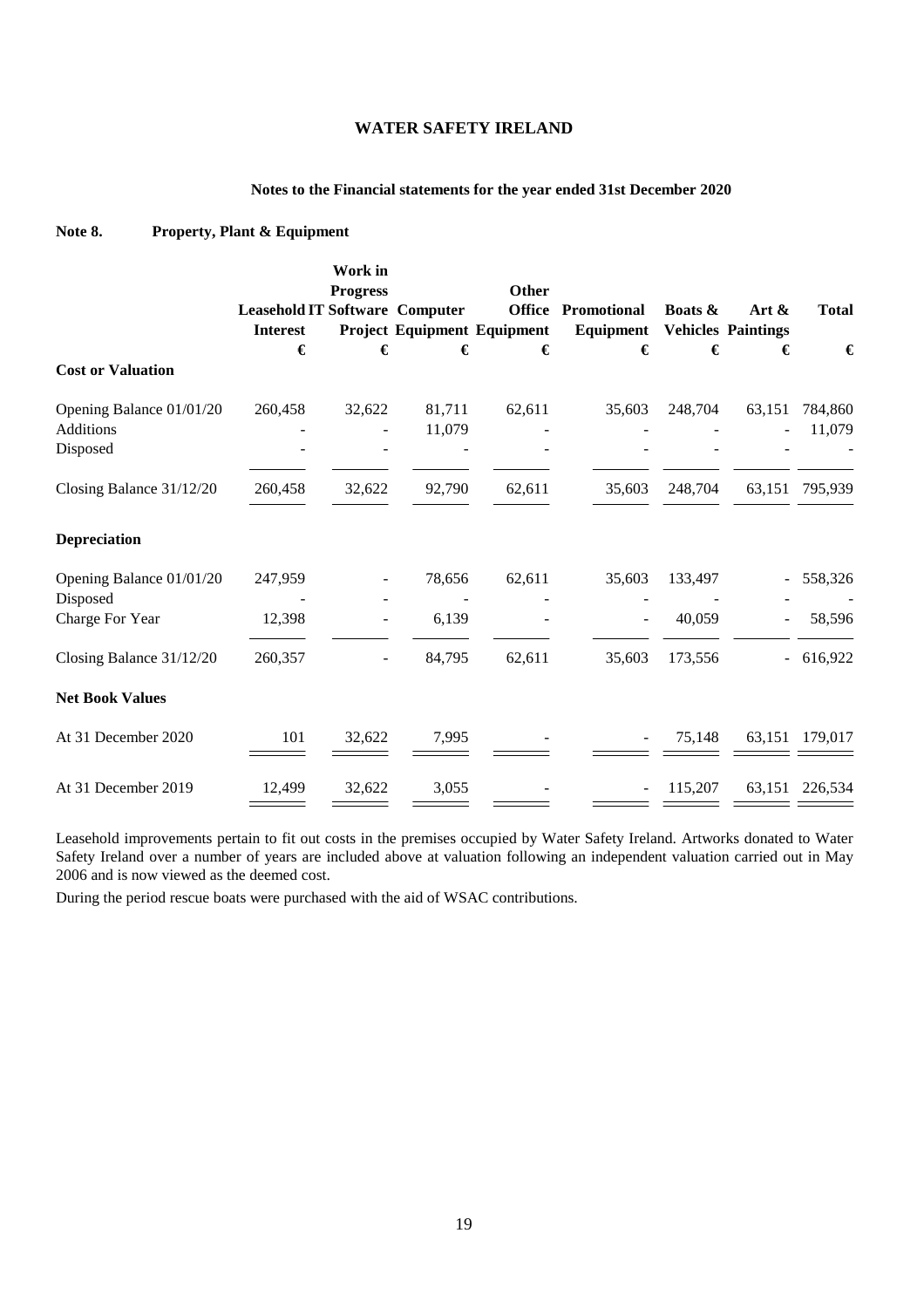# WATER SAFETY IRELAND

## Notes to the Financial statements for the year ended 31st December 2020

### Note 8. Property, Plant & Equipment

| | Leasehold Interest | Work in Progress IT Software Project | Computer Equipment | Other Office Equipment | Promotional Equipment | Boats & Vehicles | Art & Paintings | Total |
|---|---|---|---|---|---|---|---|---|
| | € | € | € | € | € | € | € | € |
| **Cost or Valuation** | | | | | | | | |
| Opening Balance 01/01/20 | 260,458 | 32,622 | 81,711 | 62,611 | 35,603 | 248,704 | 63,151 | 784,860 |
| Additions | - | - | 11,079 | - | - | - | - | 11,079 |
| Disposed | - | - | - | - | - | - | - | - |
| Closing Balance 31/12/20 | 260,458 | 32,622 | 92,790 | 62,611 | 35,603 | 248,704 | 63,151 | 795,939 |
| **Depreciation** | | | | | | | | |
| Opening Balance 01/01/20 | 247,959 | - | 78,656 | 62,611 | 35,603 | 133,497 | - | 558,326 |
| Disposed | - | - | - | - | - | - | - | - |
| Charge For Year | 12,398 | - | 6,139 | - | - | 40,059 | - | 58,596 |
| Closing Balance 31/12/20 | 260,357 | - | 84,795 | 62,611 | 35,603 | 173,556 | - | 616,922 |
| **Net Book Values** | | | | | | | | |
| At 31 December 2020 | 101 | 32,622 | 7,995 | - | - | 75,148 | 63,151 | 179,017 |
| At 31 December 2019 | 12,499 | 32,622 | 3,055 | - | - | 115,207 | 63,151 | 226,534 |

Leasehold improvements pertain to fit out costs in the premises occupied by Water Safety Ireland. Artworks donated to Water Safety Ireland over a number of years are included above at valuation following an independent valuation carried out in May 2006 and is now viewed as the deemed cost.

During the period rescue boats were purchased with the aid of WSAC contributions.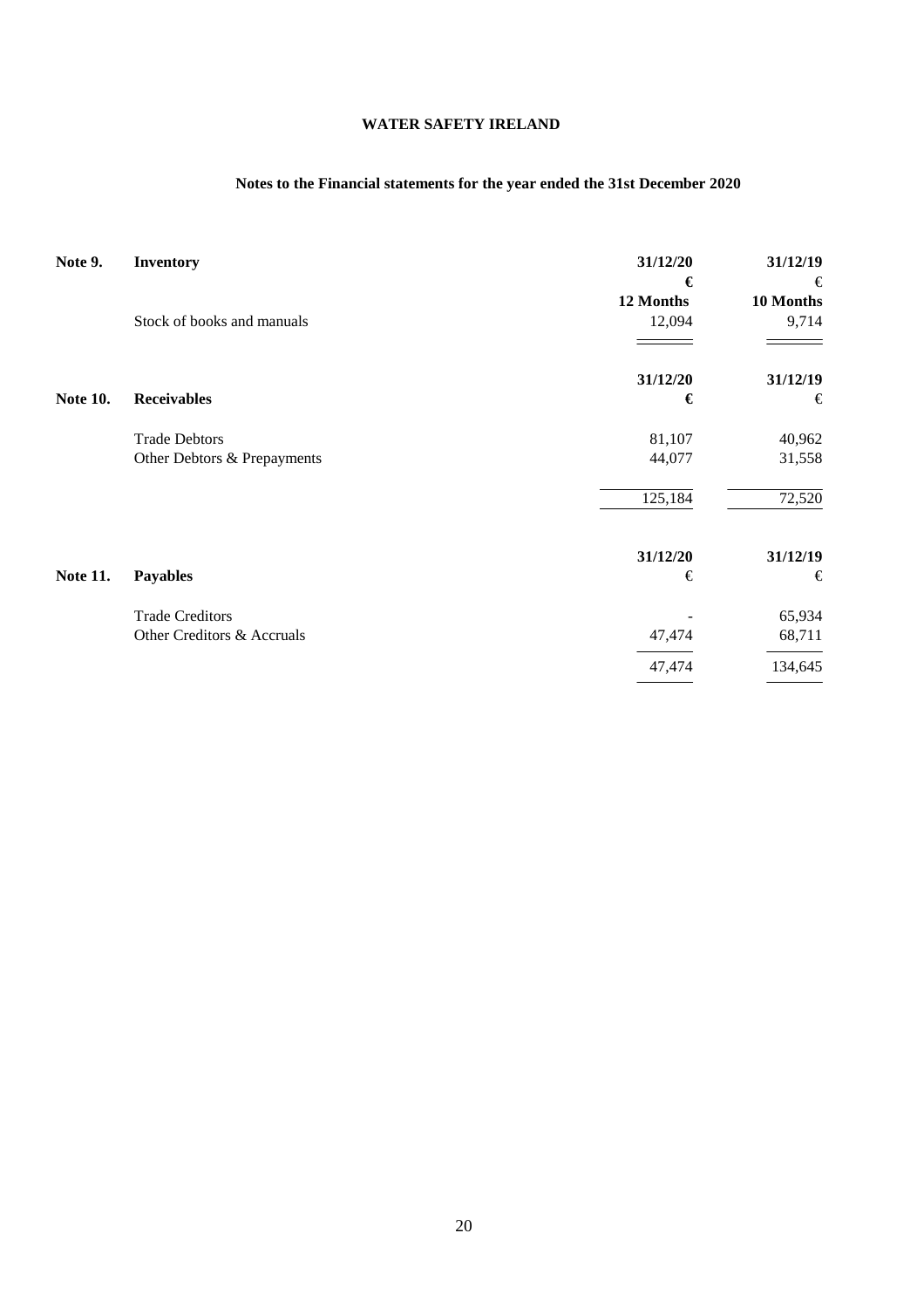# WATER SAFETY IRELAND

## Notes to the Financial statements for the year ended the 31st December 2020

| Note 9. | Inventory | 31/12/20 | 31/12/19 |
|---|---|---|---|
| | | € | € |
| | | 12 Months | 10 Months |
| | Stock of books and manuals | 12,094 | 9,714 |

| Note 10. | Receivables | 31/12/20 | 31/12/19 |
|---|---|---|---|
| | | € | € |
| | Trade Debtors | 81,107 | 40,962 |
| | Other Debtors & Prepayments | 44,077 | 31,558 |
| | | 125,184 | 72,520 |

| Note 11. | Payables | 31/12/20 | 31/12/19 |
|---|---|---|---|
| | | € | € |
| | Trade Creditors | - | 65,934 |
| | Other Creditors & Accruals | 47,474 | 68,711 |
| | | 47,474 | 134,645 |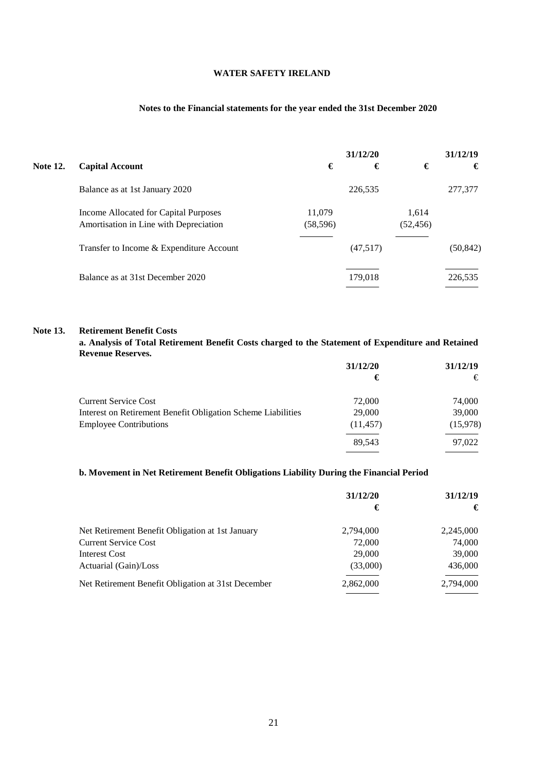**WATER SAFETY IRELAND**

**Notes to the Financial statements for the year ended the 31st December 2020**

**Note 12. Capital Account**

| | | 31/12/20 | | 31/12/19 |
|---|---|---|---|---|
| | € | € | € | € |
| Balance as at 1st January 2020 | | 226,535 | | 277,377 |
| Income Allocated for Capital Purposes | 11,079 | | 1,614 | |
| Amortisation in Line with Depreciation | (58,596) | | (52,456) | |
| Transfer to Income & Expenditure Account | | (47,517) | | (50,842) |
| Balance as at 31st December 2020 | | 179,018 | | 226,535 |

**Note 13. Retirement Benefit Costs**

**a. Analysis of Total Retirement Benefit Costs charged to the Statement of Expenditure and Retained Revenue Reserves.**

| | 31/12/20 | 31/12/19 |
|---|---|---|
| | € | € |
| Current Service Cost | 72,000 | 74,000 |
| Interest on Retirement Benefit Obligation Scheme Liabilities | 29,000 | 39,000 |
| Employee Contributions | (11,457) | (15,978) |
| | 89,543 | 97,022 |

**b. Movement in Net Retirement Benefit Obligations Liability During the Financial Period**

| | 31/12/20 | 31/12/19 |
|---|---|---|
| | € | € |
| Net Retirement Benefit Obligation at 1st January | 2,794,000 | 2,245,000 |
| Current Service Cost | 72,000 | 74,000 |
| Interest Cost | 29,000 | 39,000 |
| Actuarial (Gain)/Loss | (33,000) | 436,000 |
| Net Retirement Benefit Obligation at 31st December | 2,862,000 | 2,794,000 |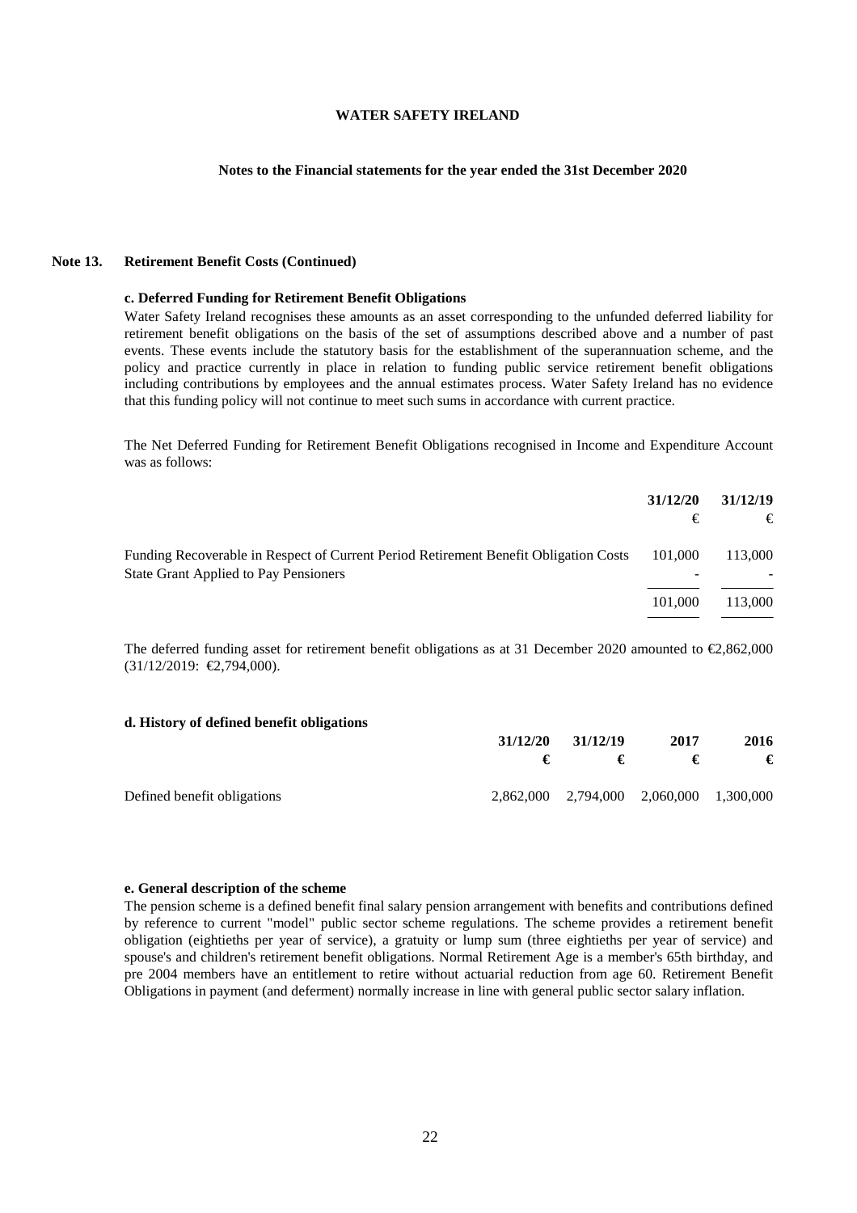**WATER SAFETY IRELAND**

**Notes to the Financial statements for the year ended the 31st December 2020**

## Note 13. Retirement Benefit Costs (Continued)

### c. Deferred Funding for Retirement Benefit Obligations

Water Safety Ireland recognises these amounts as an asset corresponding to the unfunded deferred liability for retirement benefit obligations on the basis of the set of assumptions described above and a number of past events. These events include the statutory basis for the establishment of the superannuation scheme, and the policy and practice currently in place in relation to funding public service retirement benefit obligations including contributions by employees and the annual estimates process. Water Safety Ireland has no evidence that this funding policy will not continue to meet such sums in accordance with current practice.

The Net Deferred Funding for Retirement Benefit Obligations recognised in Income and Expenditure Account was as follows:

| | 31/12/20 | 31/12/19 |
|---|---|---|
| | € | € |
| Funding Recoverable in Respect of Current Period Retirement Benefit Obligation Costs | 101,000 | 113,000 |
| State Grant Applied to Pay Pensioners | - | - |
| | 101,000 | 113,000 |

The deferred funding asset for retirement benefit obligations as at 31 December 2020 amounted to €2,862,000 (31/12/2019: €2,794,000).

### d. History of defined benefit obligations

| | 31/12/20 | 31/12/19 | 2017 | 2016 |
|---|---|---|---|---|
| | € | € | € | € |
| Defined benefit obligations | 2,862,000 | 2,794,000 | 2,060,000 | 1,300,000 |

### e. General description of the scheme

The pension scheme is a defined benefit final salary pension arrangement with benefits and contributions defined by reference to current "model" public sector scheme regulations. The scheme provides a retirement benefit obligation (eightieths per year of service), a gratuity or lump sum (three eightieths per year of service) and spouse's and children's retirement benefit obligations. Normal Retirement Age is a member's 65th birthday, and pre 2004 members have an entitlement to retire without actuarial reduction from age 60. Retirement Benefit Obligations in payment (and deferment) normally increase in line with general public sector salary inflation.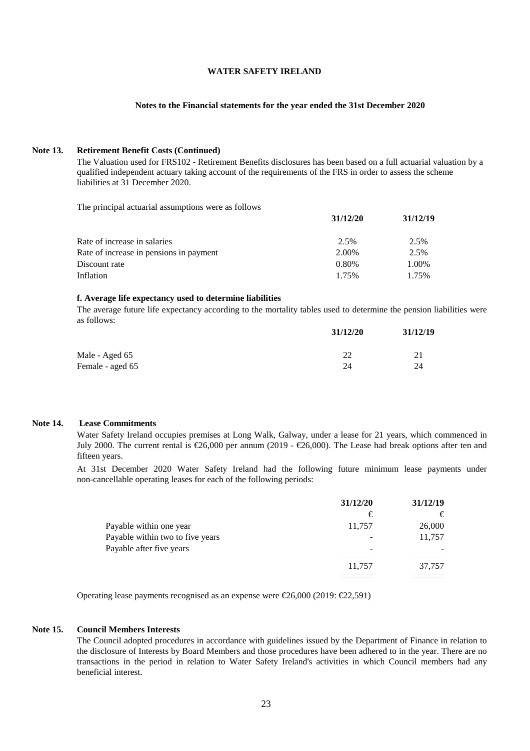**WATER SAFETY IRELAND**

**Notes to the Financial statements for the year ended the 31st December 2020**

**Note 13. Retirement Benefit Costs (Continued)**

The Valuation used for FRS102 - Retirement Benefits disclosures has been based on a full actuarial valuation by a qualified independent actuary taking account of the requirements of the FRS in order to assess the scheme liabilities at 31 December 2020.

The principal actuarial assumptions were as follows

| | **31/12/20** | **31/12/19** |
|---|---|---|
| Rate of increase in salaries | 2.5% | 2.5% |
| Rate of increase in pensions in payment | 2.00% | 2.5% |
| Discount rate | 0.80% | 1.00% |
| Inflation | 1.75% | 1.75% |

**f. Average life expectancy used to determine liabilities**

The average future life expectancy according to the mortality tables used to determine the pension liabilities were as follows:

| | **31/12/20** | **31/12/19** |
|---|---|---|
| Male - Aged 65 | 22 | 21 |
| Female - aged 65 | 24 | 24 |

**Note 14. Lease Commitments**

Water Safety Ireland occupies premises at Long Walk, Galway, under a lease for 21 years, which commenced in July 2000. The current rental is €26,000 per annum (2019 - €26,000). The Lease had break options after ten and fifteen years.

At 31st December 2020 Water Safety Ireland had the following future minimum lease payments under non-cancellable operating leases for each of the following periods:

| | **31/12/20** | **31/12/19** |
|---|---|---|
| | € | € |
| Payable within one year | 11,757 | 26,000 |
| Payable within two to five years | - | 11,757 |
| Payable after five years | - | - |
| | 11,757 | 37,757 |

Operating lease payments recognised as an expense were €26,000 (2019: €22,591)

**Note 15. Council Members Interests**

The Council adopted procedures in accordance with guidelines issued by the Department of Finance in relation to the disclosure of Interests by Board Members and those procedures have been adhered to in the year. There are no transactions in the period in relation to Water Safety Ireland's activities in which Council members had any beneficial interest.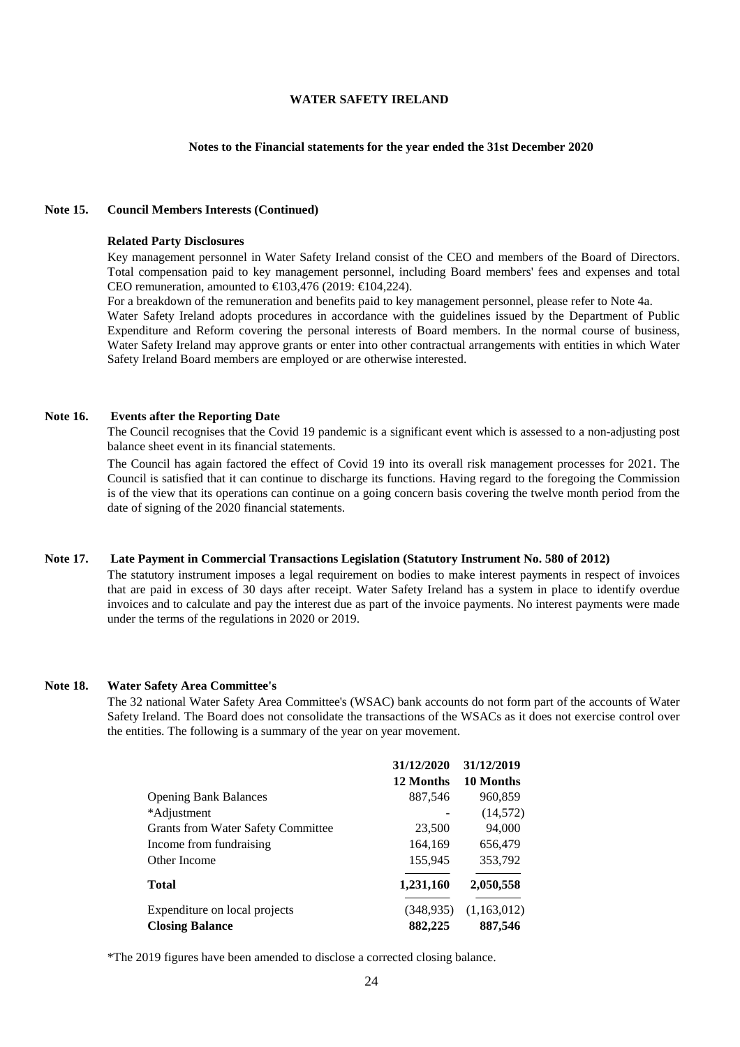**WATER SAFETY IRELAND**

**Notes to the Financial statements for the year ended the 31st December 2020**

**Note 15. Council Members Interests (Continued)**

**Related Party Disclosures**

Key management personnel in Water Safety Ireland consist of the CEO and members of the Board of Directors. Total compensation paid to key management personnel, including Board members' fees and expenses and total CEO remuneration, amounted to €103,476 (2019: €104,224).

For a breakdown of the remuneration and benefits paid to key management personnel, please refer to Note 4a.

Water Safety Ireland adopts procedures in accordance with the guidelines issued by the Department of Public Expenditure and Reform covering the personal interests of Board members. In the normal course of business, Water Safety Ireland may approve grants or enter into other contractual arrangements with entities in which Water Safety Ireland Board members are employed or are otherwise interested.

**Note 16. Events after the Reporting Date**

The Council recognises that the Covid 19 pandemic is a significant event which is assessed to a non-adjusting post balance sheet event in its financial statements.

The Council has again factored the effect of Covid 19 into its overall risk management processes for 2021. The Council is satisfied that it can continue to discharge its functions. Having regard to the foregoing the Commission is of the view that its operations can continue on a going concern basis covering the twelve month period from the date of signing of the 2020 financial statements.

**Note 17. Late Payment in Commercial Transactions Legislation (Statutory Instrument No. 580 of 2012)**

The statutory instrument imposes a legal requirement on bodies to make interest payments in respect of invoices that are paid in excess of 30 days after receipt. Water Safety Ireland has a system in place to identify overdue invoices and to calculate and pay the interest due as part of the invoice payments. No interest payments were made under the terms of the regulations in 2020 or 2019.

**Note 18. Water Safety Area Committee's**

The 32 national Water Safety Area Committee's (WSAC) bank accounts do not form part of the accounts of Water Safety Ireland. The Board does not consolidate the transactions of the WSACs as it does not exercise control over the entities. The following is a summary of the year on year movement.

| | **31/12/2020** | **31/12/2019** |
|---|---|---|
| | **12 Months** | **10 Months** |
| Opening Bank Balances | 887,546 | 960,859 |
| *Adjustment | - | (14,572) |
| Grants from Water Safety Committee | 23,500 | 94,000 |
| Income from fundraising | 164,169 | 656,479 |
| Other Income | 155,945 | 353,792 |
| **Total** | **1,231,160** | **2,050,558** |
| Expenditure on local projects | (348,935) | (1,163,012) |
| **Closing Balance** | **882,225** | **887,546** |

*The 2019 figures have been amended to disclose a corrected closing balance.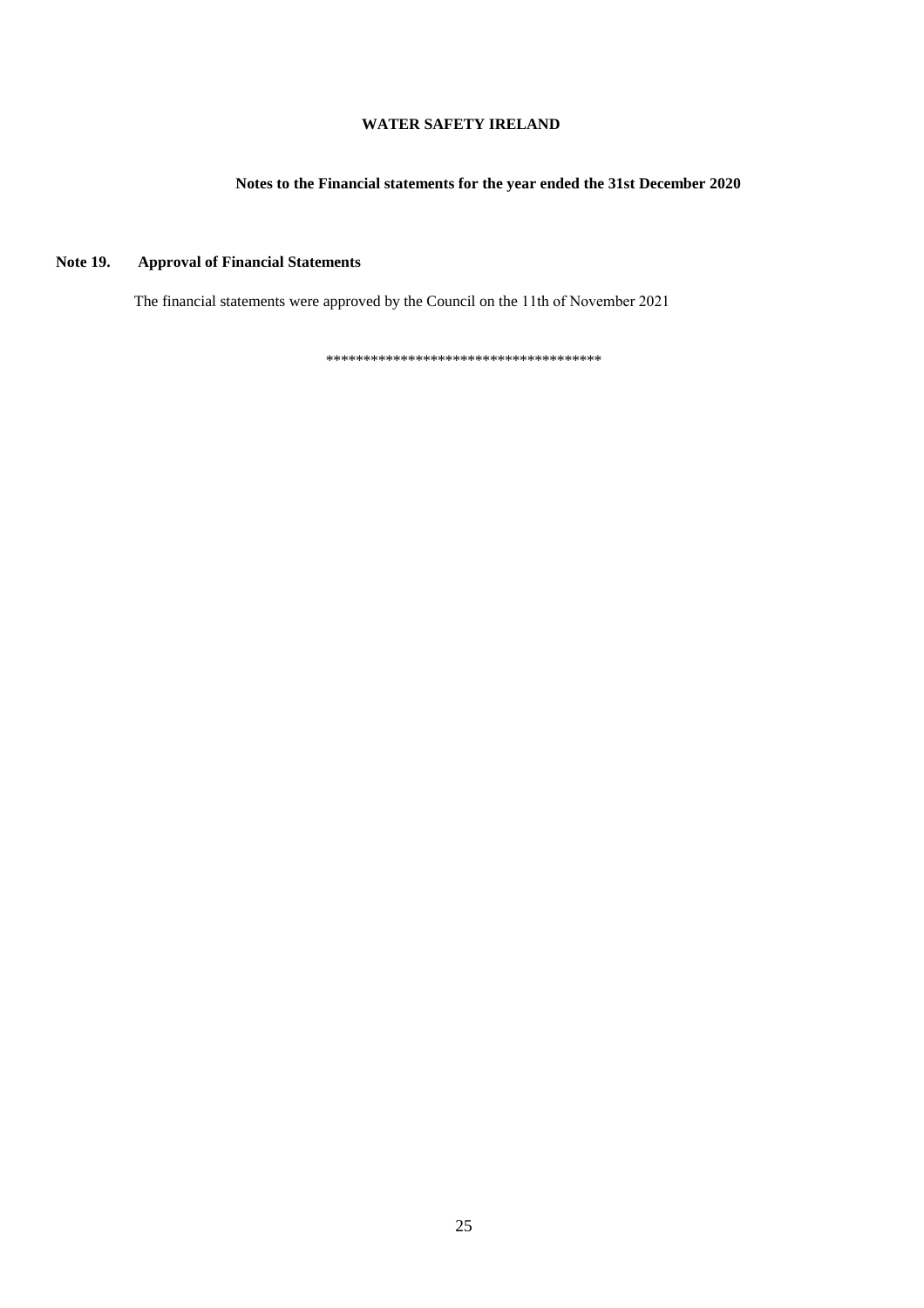**WATER SAFETY IRELAND**

**Notes to the Financial statements for the year ended the 31st December 2020**

**Note 19. Approval of Financial Statements**

The financial statements were approved by the Council on the 11th of November 2021

*************************************